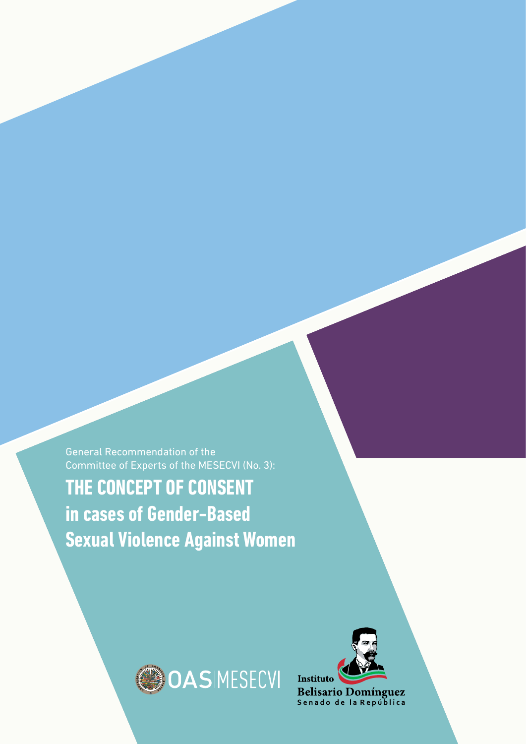General Recommendation of the Committee of Experts of the MESECVI (No. 3):

# THE CONCEPT OF CONSENT in cases of Gender-Based Sexual Violence Against Women

OAS | MESECVI

Instituto Belisario Domínguez
Senado de la República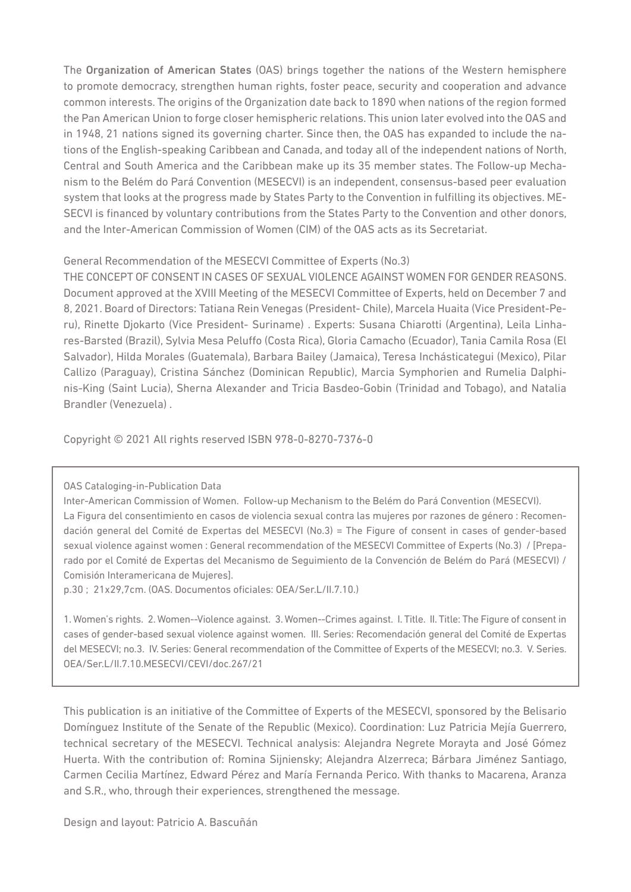The **Organization of American States** (OAS) brings together the nations of the Western hemisphere to promote democracy, strengthen human rights, foster peace, security and cooperation and advance common interests. The origins of the Organization date back to 1890 when nations of the region formed the Pan American Union to forge closer hemispheric relations. This union later evolved into the OAS and in 1948, 21 nations signed its governing charter. Since then, the OAS has expanded to include the nations of the English-speaking Caribbean and Canada, and today all of the independent nations of North, Central and South America and the Caribbean make up its 35 member states. The Follow-up Mechanism to the Belém do Pará Convention (MESECVI) is an independent, consensus-based peer evaluation system that looks at the progress made by States Party to the Convention in fulfilling its objectives. MESECVI is financed by voluntary contributions from the States Party to the Convention and other donors, and the Inter-American Commission of Women (CIM) of the OAS acts as its Secretariat.

General Recommendation of the MESECVI Committee of Experts (No.3)
THE CONCEPT OF CONSENT IN CASES OF SEXUAL VIOLENCE AGAINST WOMEN FOR GENDER REASONS. Document approved at the XVIII Meeting of the MESECVI Committee of Experts, held on December 7 and 8, 2021. Board of Directors: Tatiana Rein Venegas (President- Chile), Marcela Huaita (Vice President-Peru), Rinette Djokarto (Vice President- Suriname) . Experts: Susana Chiarotti (Argentina), Leila Linhares-Barsted (Brazil), Sylvia Mesa Peluffo (Costa Rica), Gloria Camacho (Ecuador), Tania Camila Rosa (El Salvador), Hilda Morales (Guatemala), Barbara Bailey (Jamaica), Teresa Inchásticategui (Mexico), Pilar Callizo (Paraguay), Cristina Sánchez (Dominican Republic), Marcia Symphorien and Rumelia Dalphinis-King (Saint Lucia), Sherna Alexander and Tricia Basdeo-Gobin (Trinidad and Tobago), and Natalia Brandler (Venezuela) .

Copyright © 2021 All rights reserved ISBN 978-0-8270-7376-0

OAS Cataloging-in-Publication Data
Inter-American Commission of Women. Follow-up Mechanism to the Belém do Pará Convention (MESECVI).
La Figura del consentimiento en casos de violencia sexual contra las mujeres por razones de género : Recomendación general del Comité de Expertas del MESECVI (No.3) = The Figure of consent in cases of gender-based sexual violence against women : General recommendation of the MESECVI Committee of Experts (No.3) / [Preparado por el Comité de Expertas del Mecanismo de Seguimiento de la Convención de Belém do Pará (MESECVI) / Comisión Interamericana de Mujeres].
p.30 ; 21x29,7cm. (OAS. Documentos oficiales: OEA/Ser.L/II.7.10.)

1. Women's rights. 2. Women--Violence against. 3. Women--Crimes against. I. Title. II. Title: The Figure of consent in cases of gender-based sexual violence against women. III. Series: Recomendación general del Comité de Expertas del MESECVI; no.3. IV. Series: General recommendation of the Committee of Experts of the MESECVI; no.3. V. Series. OEA/Ser.L/II.7.10.MESECVI/CEVI/doc.267/21

This publication is an initiative of the Committee of Experts of the MESECVI, sponsored by the Belisario Domínguez Institute of the Senate of the Republic (Mexico). Coordination: Luz Patricia Mejía Guerrero, technical secretary of the MESECVI. Technical analysis: Alejandra Negrete Morayta and José Gómez Huerta. With the contribution of: Romina Sijniensky; Alejandra Alzerreca; Bárbara Jiménez Santiago, Carmen Cecilia Martínez, Edward Pérez and María Fernanda Perico. With thanks to Macarena, Aranza and S.R., who, through their experiences, strengthened the message.

Design and layout: Patricio A. Bascuñán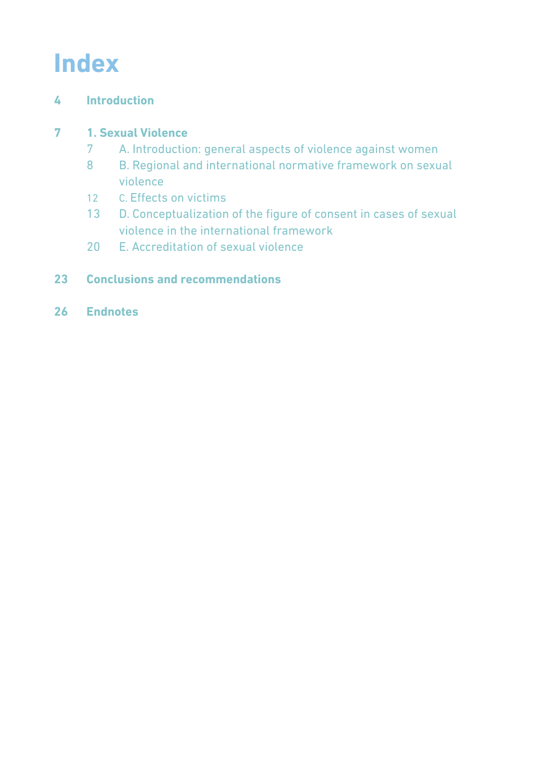# Index

**4 Introduction**

**7 1. Sexual Violence**

- 7 A. Introduction: general aspects of violence against women
- 8 B. Regional and international normative framework on sexual violence
- 12 C. Effects on victims
- 13 D. Conceptualization of the figure of consent in cases of sexual violence in the international framework
- 20 E. Accreditation of sexual violence

**23 Conclusions and recommendations**

**26 Endnotes**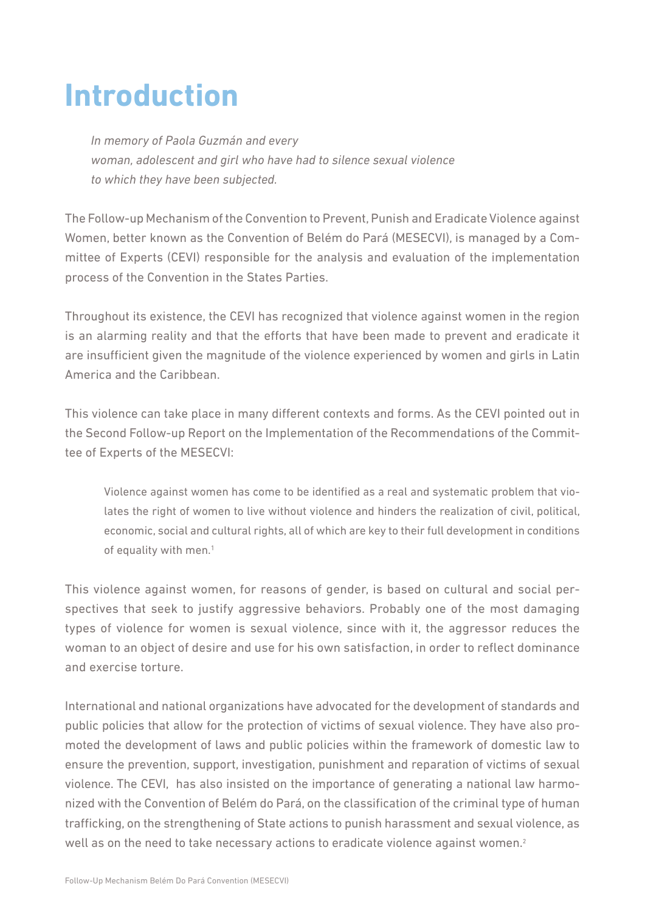# Introduction

*In memory of Paola Guzmán and every woman, adolescent and girl who have had to silence sexual violence to which they have been subjected.*

The Follow-up Mechanism of the Convention to Prevent, Punish and Eradicate Violence against Women, better known as the Convention of Belém do Pará (MESECVI), is managed by a Committee of Experts (CEVI) responsible for the analysis and evaluation of the implementation process of the Convention in the States Parties.

Throughout its existence, the CEVI has recognized that violence against women in the region is an alarming reality and that the efforts that have been made to prevent and eradicate it are insufficient given the magnitude of the violence experienced by women and girls in Latin America and the Caribbean.

This violence can take place in many different contexts and forms. As the CEVI pointed out in the Second Follow-up Report on the Implementation of the Recommendations of the Committee of Experts of the MESECVI:

> Violence against women has come to be identified as a real and systematic problem that violates the right of women to live without violence and hinders the realization of civil, political, economic, social and cultural rights, all of which are key to their full development in conditions of equality with men.[1]

This violence against women, for reasons of gender, is based on cultural and social perspectives that seek to justify aggressive behaviors. Probably one of the most damaging types of violence for women is sexual violence, since with it, the aggressor reduces the woman to an object of desire and use for his own satisfaction, in order to reflect dominance and exercise torture.

International and national organizations have advocated for the development of standards and public policies that allow for the protection of victims of sexual violence. They have also promoted the development of laws and public policies within the framework of domestic law to ensure the prevention, support, investigation, punishment and reparation of victims of sexual violence. The CEVI, has also insisted on the importance of generating a national law harmonized with the Convention of Belém do Pará, on the classification of the criminal type of human trafficking, on the strengthening of State actions to punish harassment and sexual violence, as well as on the need to take necessary actions to eradicate violence against women.[2]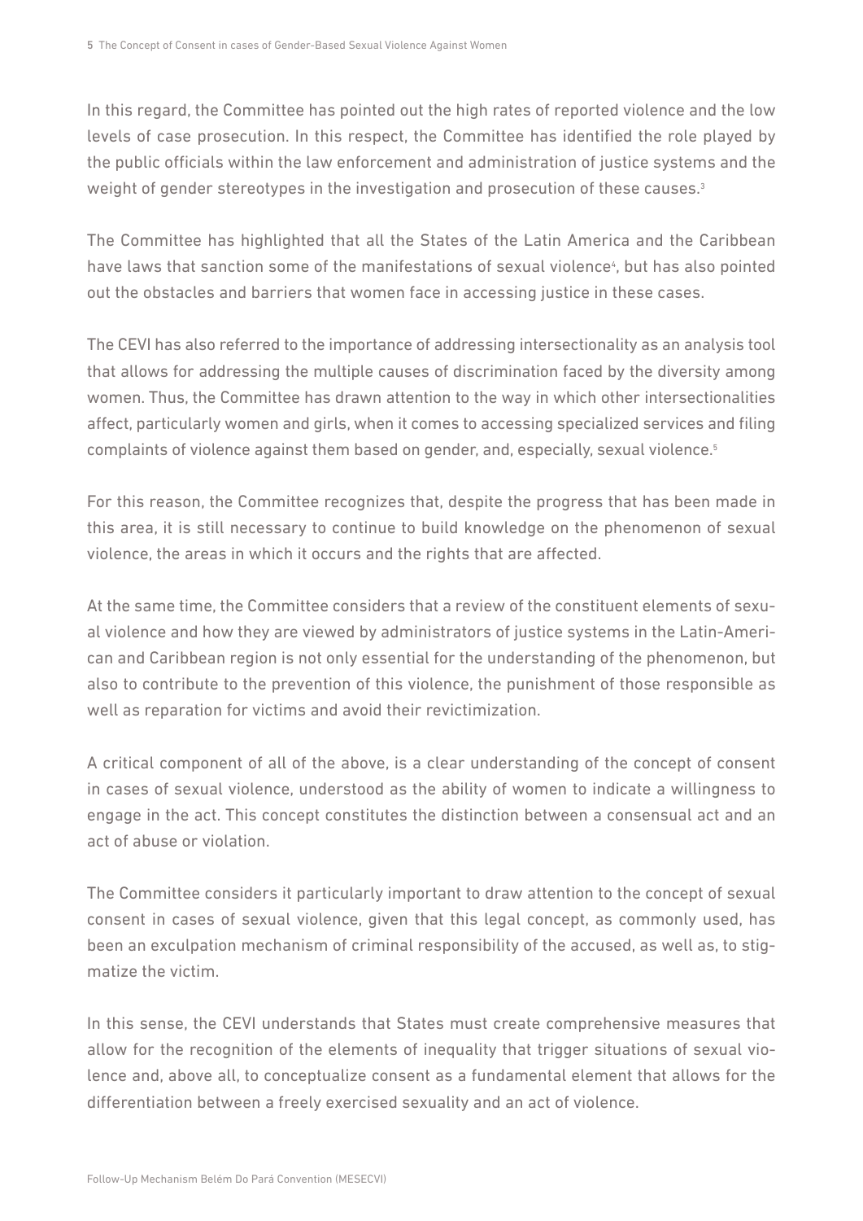In this regard, the Committee has pointed out the high rates of reported violence and the low levels of case prosecution. In this respect, the Committee has identified the role played by the public officials within the law enforcement and administration of justice systems and the weight of gender stereotypes in the investigation and prosecution of these causes.[3]

The Committee has highlighted that all the States of the Latin America and the Caribbean have laws that sanction some of the manifestations of sexual violence[4], but has also pointed out the obstacles and barriers that women face in accessing justice in these cases.

The CEVI has also referred to the importance of addressing intersectionality as an analysis tool that allows for addressing the multiple causes of discrimination faced by the diversity among women. Thus, the Committee has drawn attention to the way in which other intersectionalities affect, particularly women and girls, when it comes to accessing specialized services and filing complaints of violence against them based on gender, and, especially, sexual violence.[5]

For this reason, the Committee recognizes that, despite the progress that has been made in this area, it is still necessary to continue to build knowledge on the phenomenon of sexual violence, the areas in which it occurs and the rights that are affected.

At the same time, the Committee considers that a review of the constituent elements of sexual violence and how they are viewed by administrators of justice systems in the Latin-American and Caribbean region is not only essential for the understanding of the phenomenon, but also to contribute to the prevention of this violence, the punishment of those responsible as well as reparation for victims and avoid their revictimization.

A critical component of all of the above, is a clear understanding of the concept of consent in cases of sexual violence, understood as the ability of women to indicate a willingness to engage in the act. This concept constitutes the distinction between a consensual act and an act of abuse or violation.

The Committee considers it particularly important to draw attention to the concept of sexual consent in cases of sexual violence, given that this legal concept, as commonly used, has been an exculpation mechanism of criminal responsibility of the accused, as well as, to stigmatize the victim.

In this sense, the CEVI understands that States must create comprehensive measures that allow for the recognition of the elements of inequality that trigger situations of sexual violence and, above all, to conceptualize consent as a fundamental element that allows for the differentiation between a freely exercised sexuality and an act of violence.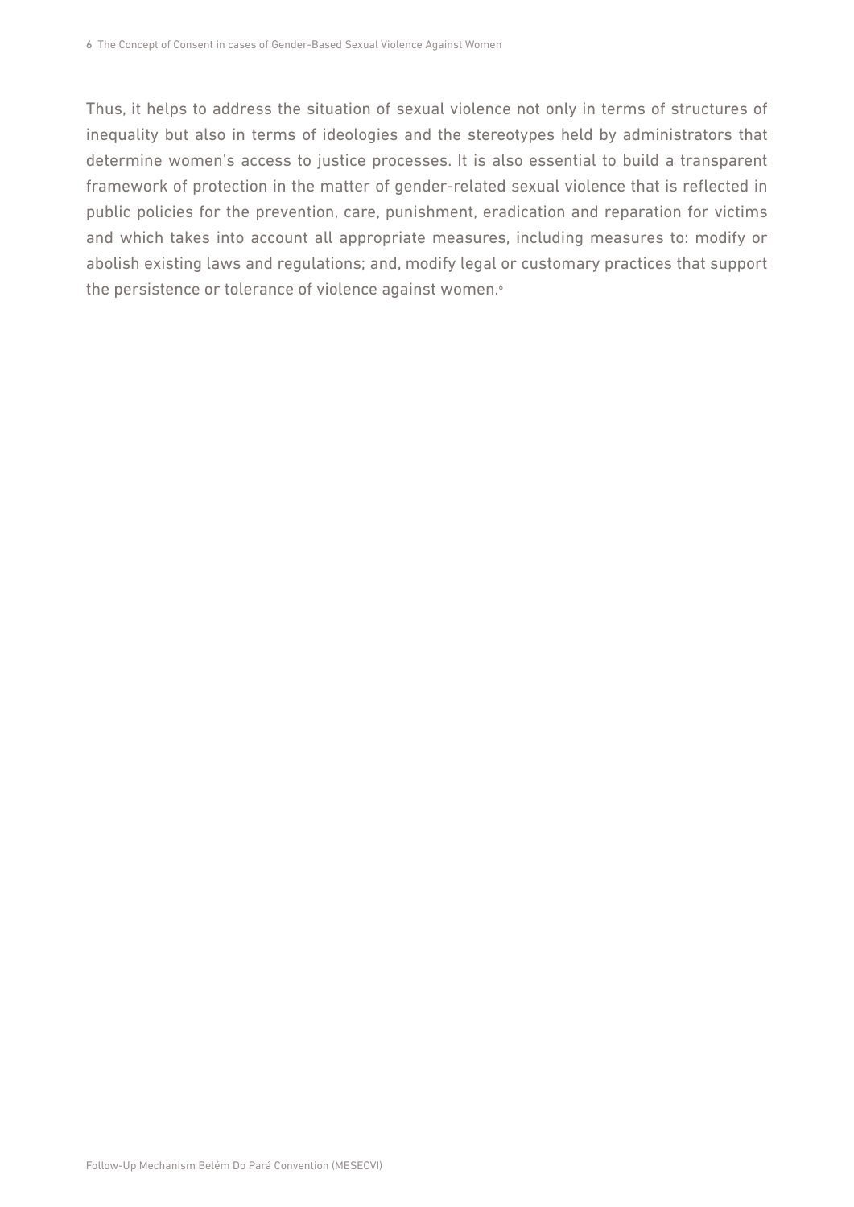Thus, it helps to address the situation of sexual violence not only in terms of structures of inequality but also in terms of ideologies and the stereotypes held by administrators that determine women's access to justice processes. It is also essential to build a transparent framework of protection in the matter of gender-related sexual violence that is reflected in public policies for the prevention, care, punishment, eradication and reparation for victims and which takes into account all appropriate measures, including measures to: modify or abolish existing laws and regulations; and, modify legal or customary practices that support the persistence or tolerance of violence against women.[6]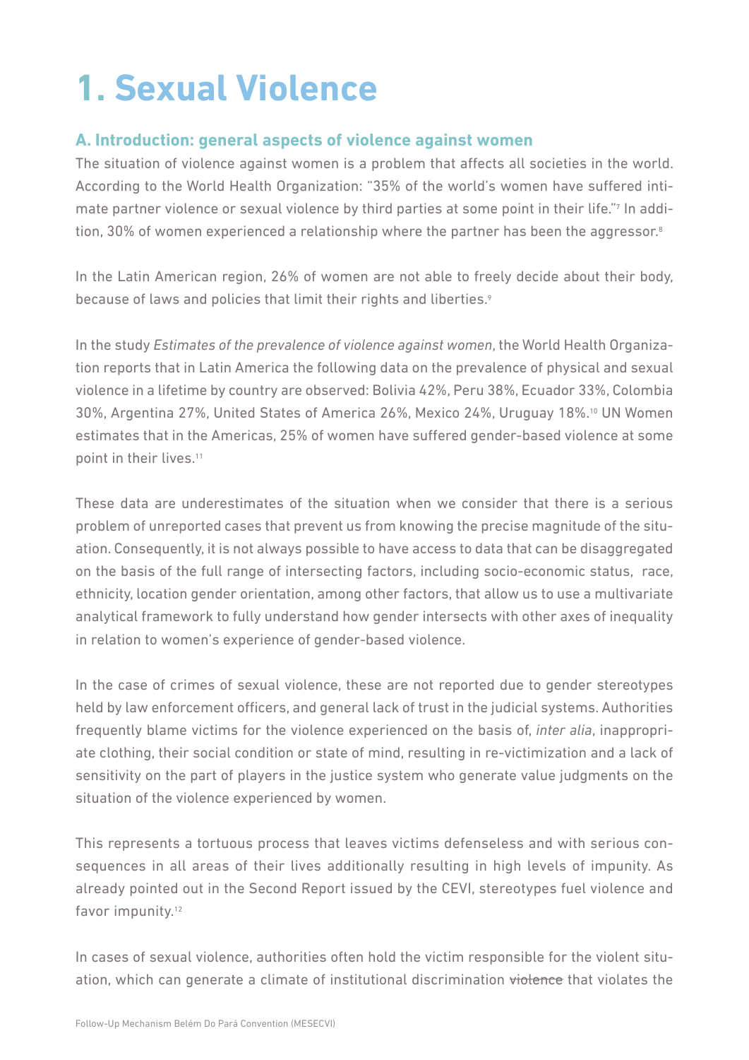# 1. Sexual Violence

## A. Introduction: general aspects of violence against women

The situation of violence against women is a problem that affects all societies in the world. According to the World Health Organization: "35% of the world's women have suffered intimate partner violence or sexual violence by third parties at some point in their life."[7] In addition, 30% of women experienced a relationship where the partner has been the aggressor.[8]

In the Latin American region, 26% of women are not able to freely decide about their body, because of laws and policies that limit their rights and liberties.[9]

In the study *Estimates of the prevalence of violence against women*, the World Health Organization reports that in Latin America the following data on the prevalence of physical and sexual violence in a lifetime by country are observed: Bolivia 42%, Peru 38%, Ecuador 33%, Colombia 30%, Argentina 27%, United States of America 26%, Mexico 24%, Uruguay 18%.[10] UN Women estimates that in the Americas, 25% of women have suffered gender-based violence at some point in their lives.[11]

These data are underestimates of the situation when we consider that there is a serious problem of unreported cases that prevent us from knowing the precise magnitude of the situation. Consequently, it is not always possible to have access to data that can be disaggregated on the basis of the full range of intersecting factors, including socio-economic status, race, ethnicity, location gender orientation, among other factors, that allow us to use a multivariate analytical framework to fully understand how gender intersects with other axes of inequality in relation to women's experience of gender-based violence.

In the case of crimes of sexual violence, these are not reported due to gender stereotypes held by law enforcement officers, and general lack of trust in the judicial systems. Authorities frequently blame victims for the violence experienced on the basis of, *inter alia*, inappropriate clothing, their social condition or state of mind, resulting in re-victimization and a lack of sensitivity on the part of players in the justice system who generate value judgments on the situation of the violence experienced by women.

This represents a tortuous process that leaves victims defenseless and with serious consequences in all areas of their lives additionally resulting in high levels of impunity. As already pointed out in the Second Report issued by the CEVI, stereotypes fuel violence and favor impunity.[12]

In cases of sexual violence, authorities often hold the victim responsible for the violent situation, which can generate a climate of institutional discrimination ~~violence~~ that violates the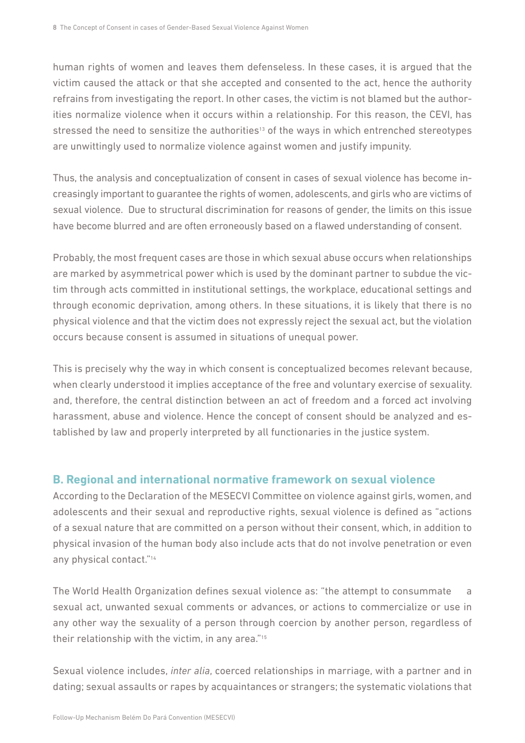human rights of women and leaves them defenseless. In these cases, it is argued that the victim caused the attack or that she accepted and consented to the act, hence the authority refrains from investigating the report. In other cases, the victim is not blamed but the authorities normalize violence when it occurs within a relationship. For this reason, the CEVI, has stressed the need to sensitize the authorities[13] of the ways in which entrenched stereotypes are unwittingly used to normalize violence against women and justify impunity.

Thus, the analysis and conceptualization of consent in cases of sexual violence has become increasingly important to guarantee the rights of women, adolescents, and girls who are victims of sexual violence. Due to structural discrimination for reasons of gender, the limits on this issue have become blurred and are often erroneously based on a flawed understanding of consent.

Probably, the most frequent cases are those in which sexual abuse occurs when relationships are marked by asymmetrical power which is used by the dominant partner to subdue the victim through acts committed in institutional settings, the workplace, educational settings and through economic deprivation, among others. In these situations, it is likely that there is no physical violence and that the victim does not expressly reject the sexual act, but the violation occurs because consent is assumed in situations of unequal power.

This is precisely why the way in which consent is conceptualized becomes relevant because, when clearly understood it implies acceptance of the free and voluntary exercise of sexuality. and, therefore, the central distinction between an act of freedom and a forced act involving harassment, abuse and violence. Hence the concept of consent should be analyzed and established by law and properly interpreted by all functionaries in the justice system.

## B. Regional and international normative framework on sexual violence

According to the Declaration of the MESECVI Committee on violence against girls, women, and adolescents and their sexual and reproductive rights, sexual violence is defined as "actions of a sexual nature that are committed on a person without their consent, which, in addition to physical invasion of the human body also include acts that do not involve penetration or even any physical contact."[14]

The World Health Organization defines sexual violence as: "the attempt to consummate a sexual act, unwanted sexual comments or advances, or actions to commercialize or use in any other way the sexuality of a person through coercion by another person, regardless of their relationship with the victim, in any area."[15]

Sexual violence includes, *inter alia*, coerced relationships in marriage, with a partner and in dating; sexual assaults or rapes by acquaintances or strangers; the systematic violations that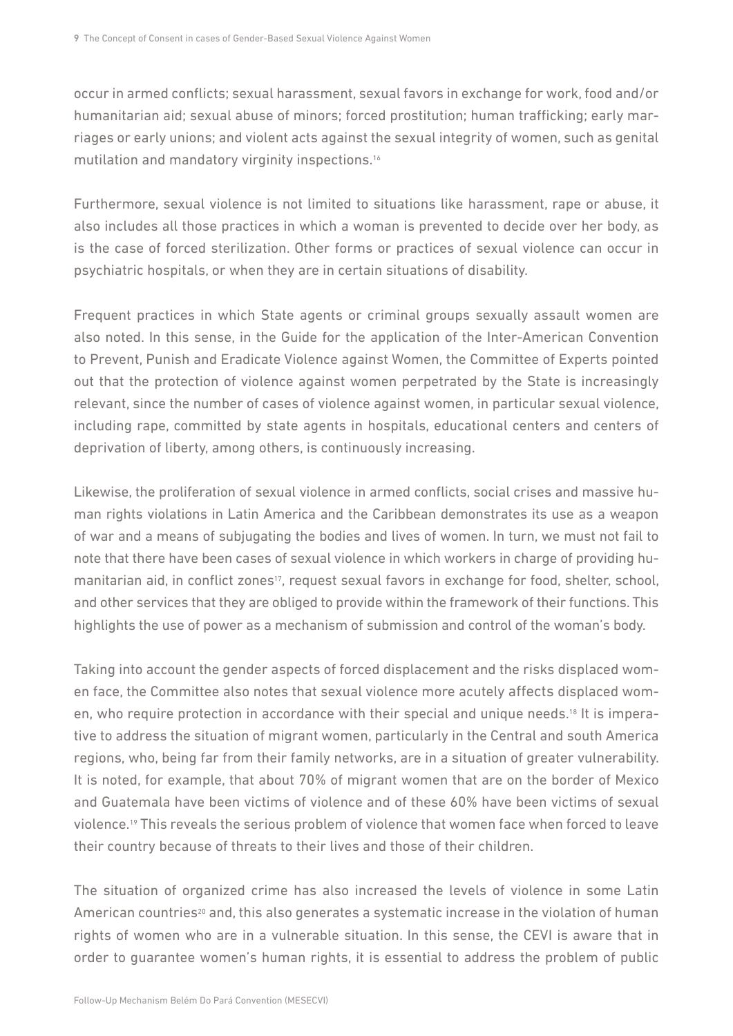occur in armed conflicts; sexual harassment, sexual favors in exchange for work, food and/or humanitarian aid; sexual abuse of minors; forced prostitution; human trafficking; early marriages or early unions; and violent acts against the sexual integrity of women, such as genital mutilation and mandatory virginity inspections.[16]

Furthermore, sexual violence is not limited to situations like harassment, rape or abuse, it also includes all those practices in which a woman is prevented to decide over her body, as is the case of forced sterilization. Other forms or practices of sexual violence can occur in psychiatric hospitals, or when they are in certain situations of disability.

Frequent practices in which State agents or criminal groups sexually assault women are also noted. In this sense, in the Guide for the application of the Inter-American Convention to Prevent, Punish and Eradicate Violence against Women, the Committee of Experts pointed out that the protection of violence against women perpetrated by the State is increasingly relevant, since the number of cases of violence against women, in particular sexual violence, including rape, committed by state agents in hospitals, educational centers and centers of deprivation of liberty, among others, is continuously increasing.

Likewise, the proliferation of sexual violence in armed conflicts, social crises and massive human rights violations in Latin America and the Caribbean demonstrates its use as a weapon of war and a means of subjugating the bodies and lives of women. In turn, we must not fail to note that there have been cases of sexual violence in which workers in charge of providing humanitarian aid, in conflict zones[17], request sexual favors in exchange for food, shelter, school, and other services that they are obliged to provide within the framework of their functions. This highlights the use of power as a mechanism of submission and control of the woman's body.

Taking into account the gender aspects of forced displacement and the risks displaced women face, the Committee also notes that sexual violence more acutely affects displaced women, who require protection in accordance with their special and unique needs.[18] It is imperative to address the situation of migrant women, particularly in the Central and south America regions, who, being far from their family networks, are in a situation of greater vulnerability. It is noted, for example, that about 70% of migrant women that are on the border of Mexico and Guatemala have been victims of violence and of these 60% have been victims of sexual violence.[19] This reveals the serious problem of violence that women face when forced to leave their country because of threats to their lives and those of their children.

The situation of organized crime has also increased the levels of violence in some Latin American countries[20] and, this also generates a systematic increase in the violation of human rights of women who are in a vulnerable situation. In this sense, the CEVI is aware that in order to guarantee women's human rights, it is essential to address the problem of public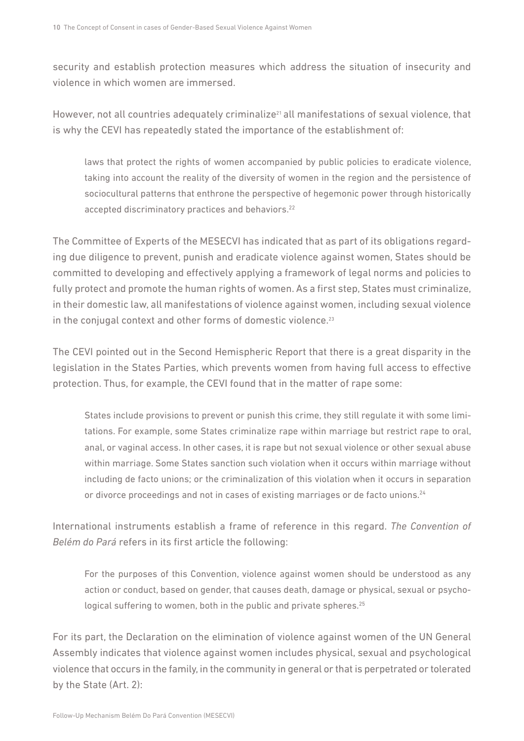security and establish protection measures which address the situation of insecurity and violence in which women are immersed.

However, not all countries adequately criminalize[21] all manifestations of sexual violence, that is why the CEVI has repeatedly stated the importance of the establishment of:

> laws that protect the rights of women accompanied by public policies to eradicate violence, taking into account the reality of the diversity of women in the region and the persistence of sociocultural patterns that enthrone the perspective of hegemonic power through historically accepted discriminatory practices and behaviors.[22]

The Committee of Experts of the MESECVI has indicated that as part of its obligations regarding due diligence to prevent, punish and eradicate violence against women, States should be committed to developing and effectively applying a framework of legal norms and policies to fully protect and promote the human rights of women. As a first step, States must criminalize, in their domestic law, all manifestations of violence against women, including sexual violence in the conjugal context and other forms of domestic violence.[23]

The CEVI pointed out in the Second Hemispheric Report that there is a great disparity in the legislation in the States Parties, which prevents women from having full access to effective protection. Thus, for example, the CEVI found that in the matter of rape some:

> States include provisions to prevent or punish this crime, they still regulate it with some limitations. For example, some States criminalize rape within marriage but restrict rape to oral, anal, or vaginal access. In other cases, it is rape but not sexual violence or other sexual abuse within marriage. Some States sanction such violation when it occurs within marriage without including de facto unions; or the criminalization of this violation when it occurs in separation or divorce proceedings and not in cases of existing marriages or de facto unions.[24]

International instruments establish a frame of reference in this regard. *The Convention of Belém do Pará* refers in its first article the following:

> For the purposes of this Convention, violence against women should be understood as any action or conduct, based on gender, that causes death, damage or physical, sexual or psychological suffering to women, both in the public and private spheres.[25]

For its part, the Declaration on the elimination of violence against women of the UN General Assembly indicates that violence against women includes physical, sexual and psychological violence that occurs in the family, in the community in general or that is perpetrated or tolerated by the State (Art. 2):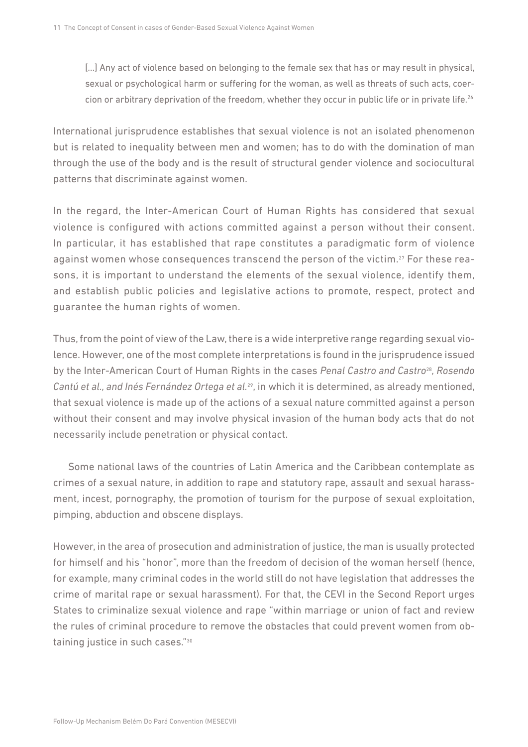> [...] Any act of violence based on belonging to the female sex that has or may result in physical, sexual or psychological harm or suffering for the woman, as well as threats of such acts, coercion or arbitrary deprivation of the freedom, whether they occur in public life or in private life.[26]

International jurisprudence establishes that sexual violence is not an isolated phenomenon but is related to inequality between men and women; has to do with the domination of man through the use of the body and is the result of structural gender violence and sociocultural patterns that discriminate against women.

In the regard, the Inter-American Court of Human Rights has considered that sexual violence is configured with actions committed against a person without their consent. In particular, it has established that rape constitutes a paradigmatic form of violence against women whose consequences transcend the person of the victim.[27] For these reasons, it is important to understand the elements of the sexual violence, identify them, and establish public policies and legislative actions to promote, respect, protect and guarantee the human rights of women.

Thus, from the point of view of the Law, there is a wide interpretive range regarding sexual violence. However, one of the most complete interpretations is found in the jurisprudence issued by the Inter-American Court of Human Rights in the cases *Penal Castro and Castro*[28]*, Rosendo Cantú et al., and Inés Fernández Ortega et al.*[29], in which it is determined, as already mentioned, that sexual violence is made up of the actions of a sexual nature committed against a person without their consent and may involve physical invasion of the human body acts that do not necessarily include penetration or physical contact.

Some national laws of the countries of Latin America and the Caribbean contemplate as crimes of a sexual nature, in addition to rape and statutory rape, assault and sexual harassment, incest, pornography, the promotion of tourism for the purpose of sexual exploitation, pimping, abduction and obscene displays.

However, in the area of prosecution and administration of justice, the man is usually protected for himself and his "honor", more than the freedom of decision of the woman herself (hence, for example, many criminal codes in the world still do not have legislation that addresses the crime of marital rape or sexual harassment). For that, the CEVI in the Second Report urges States to criminalize sexual violence and rape "within marriage or union of fact and review the rules of criminal procedure to remove the obstacles that could prevent women from obtaining justice in such cases."[30]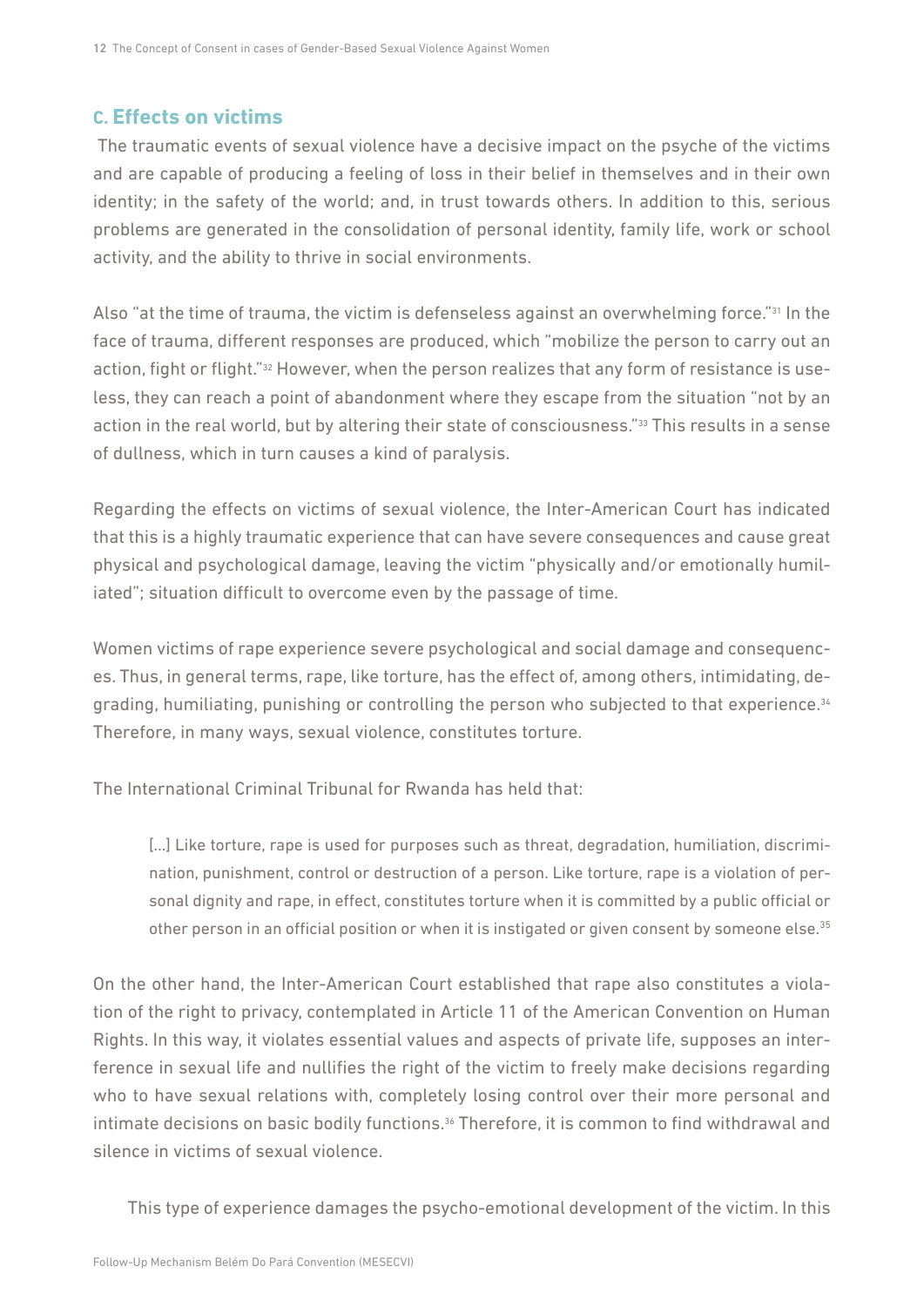### C. Effects on victims

The traumatic events of sexual violence have a decisive impact on the psyche of the victims and are capable of producing a feeling of loss in their belief in themselves and in their own identity; in the safety of the world; and, in trust towards others. In addition to this, serious problems are generated in the consolidation of personal identity, family life, work or school activity, and the ability to thrive in social environments.

Also "at the time of trauma, the victim is defenseless against an overwhelming force."[31] In the face of trauma, different responses are produced, which "mobilize the person to carry out an action, fight or flight."[32] However, when the person realizes that any form of resistance is useless, they can reach a point of abandonment where they escape from the situation "not by an action in the real world, but by altering their state of consciousness."[33] This results in a sense of dullness, which in turn causes a kind of paralysis.

Regarding the effects on victims of sexual violence, the Inter-American Court has indicated that this is a highly traumatic experience that can have severe consequences and cause great physical and psychological damage, leaving the victim "physically and/or emotionally humiliated"; situation difficult to overcome even by the passage of time.

Women victims of rape experience severe psychological and social damage and consequences. Thus, in general terms, rape, like torture, has the effect of, among others, intimidating, degrading, humiliating, punishing or controlling the person who subjected to that experience.[34] Therefore, in many ways, sexual violence, constitutes torture.

The International Criminal Tribunal for Rwanda has held that:

> [...] Like torture, rape is used for purposes such as threat, degradation, humiliation, discrimination, punishment, control or destruction of a person. Like torture, rape is a violation of personal dignity and rape, in effect, constitutes torture when it is committed by a public official or other person in an official position or when it is instigated or given consent by someone else.[35]

On the other hand, the Inter-American Court established that rape also constitutes a violation of the right to privacy, contemplated in Article 11 of the American Convention on Human Rights. In this way, it violates essential values and aspects of private life, supposes an interference in sexual life and nullifies the right of the victim to freely make decisions regarding who to have sexual relations with, completely losing control over their more personal and intimate decisions on basic bodily functions.[36] Therefore, it is common to find withdrawal and silence in victims of sexual violence.

This type of experience damages the psycho-emotional development of the victim. In this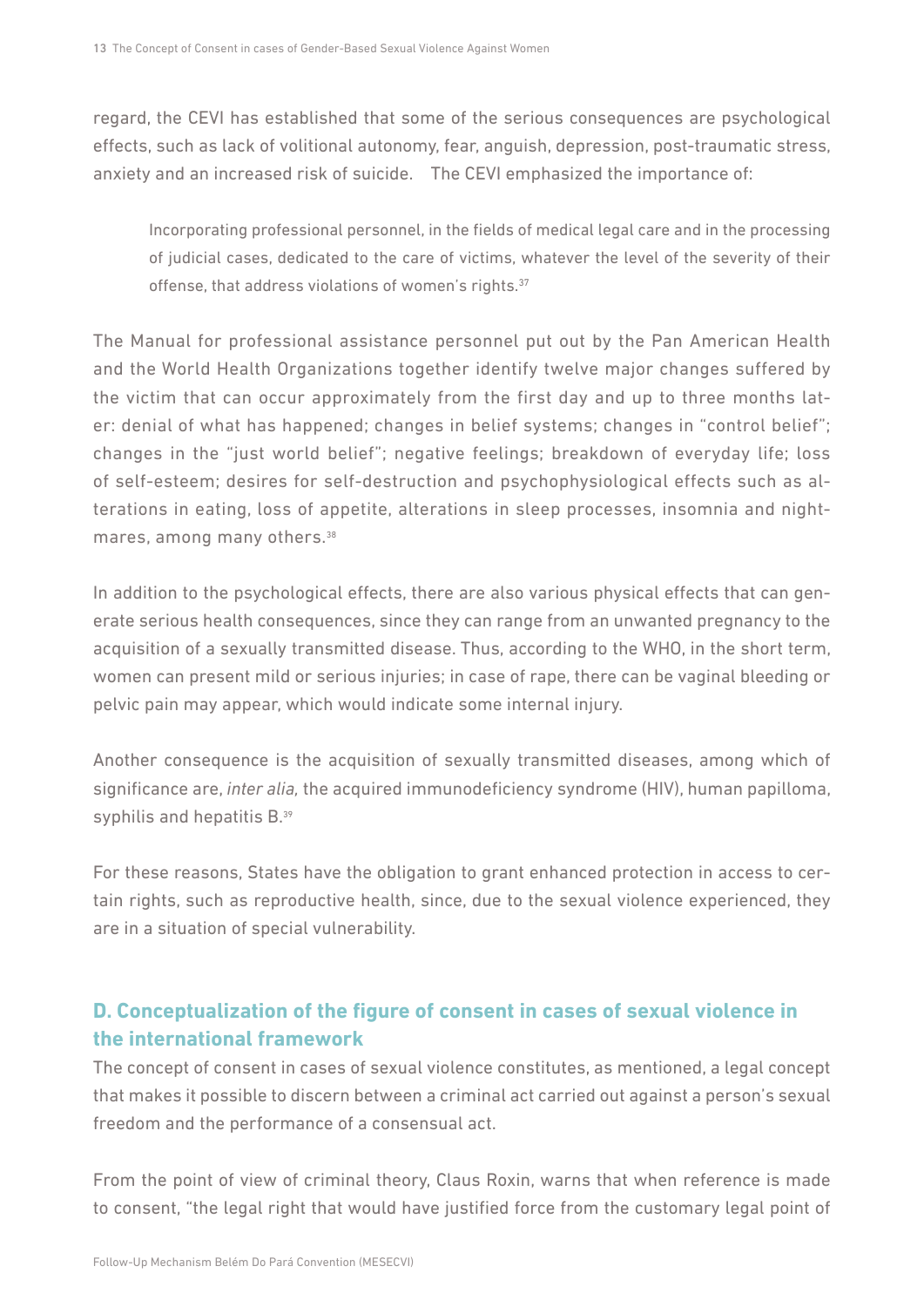regard, the CEVI has established that some of the serious consequences are psychological effects, such as lack of volitional autonomy, fear, anguish, depression, post-traumatic stress, anxiety and an increased risk of suicide. The CEVI emphasized the importance of:

> Incorporating professional personnel, in the fields of medical legal care and in the processing of judicial cases, dedicated to the care of victims, whatever the level of the severity of their offense, that address violations of women's rights.[37]

The Manual for professional assistance personnel put out by the Pan American Health and the World Health Organizations together identify twelve major changes suffered by the victim that can occur approximately from the first day and up to three months later: denial of what has happened; changes in belief systems; changes in "control belief"; changes in the "just world belief"; negative feelings; breakdown of everyday life; loss of self-esteem; desires for self-destruction and psychophysiological effects such as alterations in eating, loss of appetite, alterations in sleep processes, insomnia and nightmares, among many others.[38]

In addition to the psychological effects, there are also various physical effects that can generate serious health consequences, since they can range from an unwanted pregnancy to the acquisition of a sexually transmitted disease. Thus, according to the WHO, in the short term, women can present mild or serious injuries; in case of rape, there can be vaginal bleeding or pelvic pain may appear, which would indicate some internal injury.

Another consequence is the acquisition of sexually transmitted diseases, among which of significance are, *inter alia,* the acquired immunodeficiency syndrome (HIV), human papilloma, syphilis and hepatitis B.[39]

For these reasons, States have the obligation to grant enhanced protection in access to certain rights, such as reproductive health, since, due to the sexual violence experienced, they are in a situation of special vulnerability.

## D. Conceptualization of the figure of consent in cases of sexual violence in the international framework

The concept of consent in cases of sexual violence constitutes, as mentioned, a legal concept that makes it possible to discern between a criminal act carried out against a person's sexual freedom and the performance of a consensual act.

From the point of view of criminal theory, Claus Roxin, warns that when reference is made to consent, "the legal right that would have justified force from the customary legal point of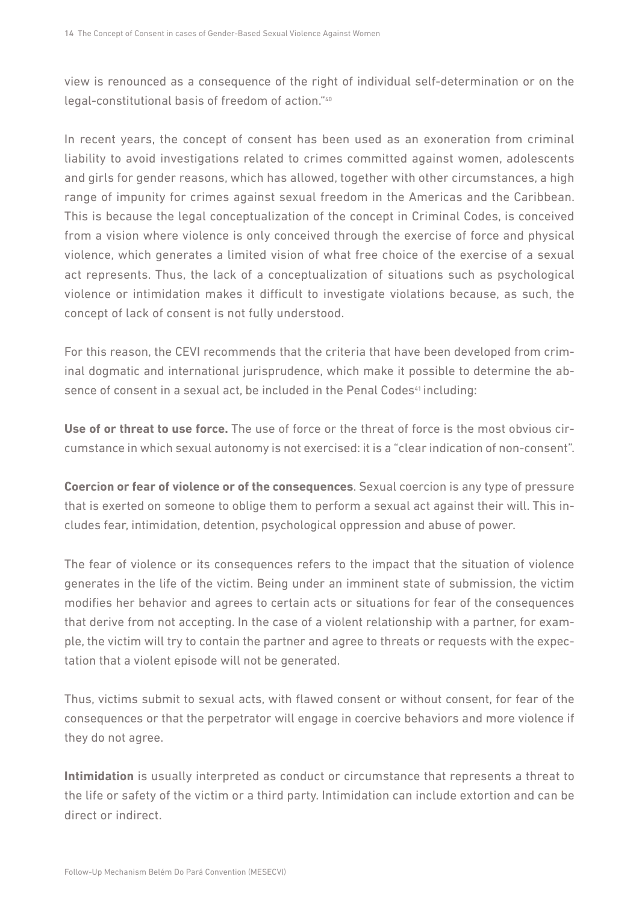view is renounced as a consequence of the right of individual self-determination or on the legal-constitutional basis of freedom of action."[40]

In recent years, the concept of consent has been used as an exoneration from criminal liability to avoid investigations related to crimes committed against women, adolescents and girls for gender reasons, which has allowed, together with other circumstances, a high range of impunity for crimes against sexual freedom in the Americas and the Caribbean. This is because the legal conceptualization of the concept in Criminal Codes, is conceived from a vision where violence is only conceived through the exercise of force and physical violence, which generates a limited vision of what free choice of the exercise of a sexual act represents. Thus, the lack of a conceptualization of situations such as psychological violence or intimidation makes it difficult to investigate violations because, as such, the concept of lack of consent is not fully understood.

For this reason, the CEVI recommends that the criteria that have been developed from criminal dogmatic and international jurisprudence, which make it possible to determine the absence of consent in a sexual act, be included in the Penal Codes[41] including:

**Use of or threat to use force.** The use of force or the threat of force is the most obvious circumstance in which sexual autonomy is not exercised: it is a "clear indication of non-consent".

**Coercion or fear of violence or of the consequences**. Sexual coercion is any type of pressure that is exerted on someone to oblige them to perform a sexual act against their will. This includes fear, intimidation, detention, psychological oppression and abuse of power.

The fear of violence or its consequences refers to the impact that the situation of violence generates in the life of the victim. Being under an imminent state of submission, the victim modifies her behavior and agrees to certain acts or situations for fear of the consequences that derive from not accepting. In the case of a violent relationship with a partner, for example, the victim will try to contain the partner and agree to threats or requests with the expectation that a violent episode will not be generated.

Thus, victims submit to sexual acts, with flawed consent or without consent, for fear of the consequences or that the perpetrator will engage in coercive behaviors and more violence if they do not agree.

**Intimidation** is usually interpreted as conduct or circumstance that represents a threat to the life or safety of the victim or a third party. Intimidation can include extortion and can be direct or indirect.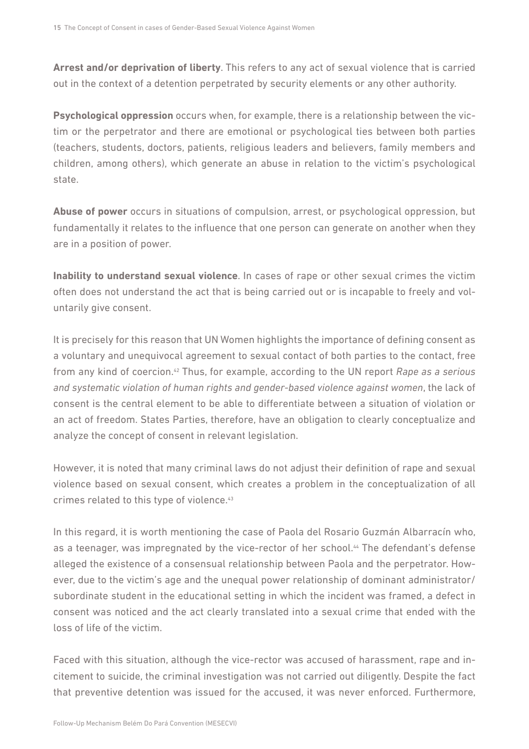**Arrest and/or deprivation of liberty**. This refers to any act of sexual violence that is carried out in the context of a detention perpetrated by security elements or any other authority.

**Psychological oppression** occurs when, for example, there is a relationship between the victim or the perpetrator and there are emotional or psychological ties between both parties (teachers, students, doctors, patients, religious leaders and believers, family members and children, among others), which generate an abuse in relation to the victim's psychological state.

**Abuse of power** occurs in situations of compulsion, arrest, or psychological oppression, but fundamentally it relates to the influence that one person can generate on another when they are in a position of power.

**Inability to understand sexual violence**. In cases of rape or other sexual crimes the victim often does not understand the act that is being carried out or is incapable to freely and voluntarily give consent.

It is precisely for this reason that UN Women highlights the importance of defining consent as a voluntary and unequivocal agreement to sexual contact of both parties to the contact, free from any kind of coercion.[42] Thus, for example, according to the UN report *Rape as a serious and systematic violation of human rights and gender-based violence against women*, the lack of consent is the central element to be able to differentiate between a situation of violation or an act of freedom. States Parties, therefore, have an obligation to clearly conceptualize and analyze the concept of consent in relevant legislation.

However, it is noted that many criminal laws do not adjust their definition of rape and sexual violence based on sexual consent, which creates a problem in the conceptualization of all crimes related to this type of violence.[43]

In this regard, it is worth mentioning the case of Paola del Rosario Guzmán Albarracín who, as a teenager, was impregnated by the vice-rector of her school.[44] The defendant's defense alleged the existence of a consensual relationship between Paola and the perpetrator. However, due to the victim's age and the unequal power relationship of dominant administrator/ subordinate student in the educational setting in which the incident was framed, a defect in consent was noticed and the act clearly translated into a sexual crime that ended with the loss of life of the victim.

Faced with this situation, although the vice-rector was accused of harassment, rape and incitement to suicide, the criminal investigation was not carried out diligently. Despite the fact that preventive detention was issued for the accused, it was never enforced. Furthermore,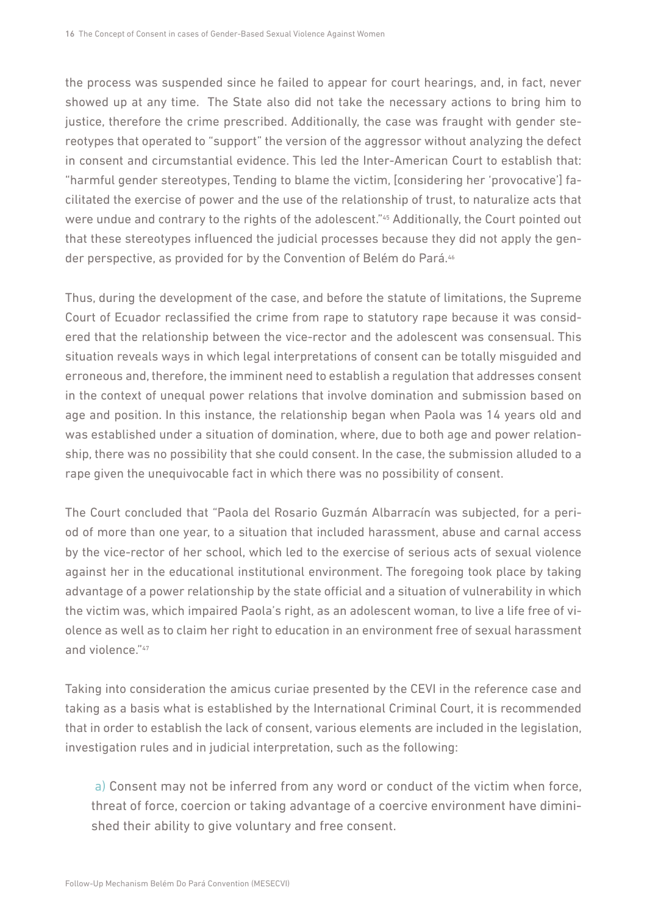the process was suspended since he failed to appear for court hearings, and, in fact, never showed up at any time. The State also did not take the necessary actions to bring him to justice, therefore the crime prescribed. Additionally, the case was fraught with gender stereotypes that operated to "support" the version of the aggressor without analyzing the defect in consent and circumstantial evidence. This led the Inter-American Court to establish that: "harmful gender stereotypes, Tending to blame the victim, [considering her 'provocative'] facilitated the exercise of power and the use of the relationship of trust, to naturalize acts that were undue and contrary to the rights of the adolescent."[45] Additionally, the Court pointed out that these stereotypes influenced the judicial processes because they did not apply the gender perspective, as provided for by the Convention of Belém do Pará.[46]

Thus, during the development of the case, and before the statute of limitations, the Supreme Court of Ecuador reclassified the crime from rape to statutory rape because it was considered that the relationship between the vice-rector and the adolescent was consensual. This situation reveals ways in which legal interpretations of consent can be totally misguided and erroneous and, therefore, the imminent need to establish a regulation that addresses consent in the context of unequal power relations that involve domination and submission based on age and position. In this instance, the relationship began when Paola was 14 years old and was established under a situation of domination, where, due to both age and power relationship, there was no possibility that she could consent. In the case, the submission alluded to a rape given the unequivocable fact in which there was no possibility of consent.

The Court concluded that "Paola del Rosario Guzmán Albarracín was subjected, for a period of more than one year, to a situation that included harassment, abuse and carnal access by the vice-rector of her school, which led to the exercise of serious acts of sexual violence against her in the educational institutional environment. The foregoing took place by taking advantage of a power relationship by the state official and a situation of vulnerability in which the victim was, which impaired Paola's right, as an adolescent woman, to live a life free of violence as well as to claim her right to education in an environment free of sexual harassment and violence."[47]

Taking into consideration the amicus curiae presented by the CEVI in the reference case and taking as a basis what is established by the International Criminal Court, it is recommended that in order to establish the lack of consent, various elements are included in the legislation, investigation rules and in judicial interpretation, such as the following:

a) Consent may not be inferred from any word or conduct of the victim when force, threat of force, coercion or taking advantage of a coercive environment have diminished their ability to give voluntary and free consent.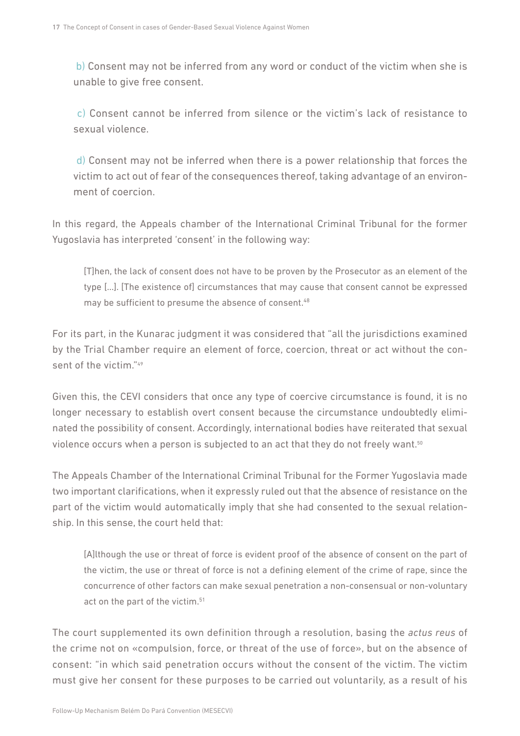b) Consent may not be inferred from any word or conduct of the victim when she is unable to give free consent.

c) Consent cannot be inferred from silence or the victim's lack of resistance to sexual violence.

d) Consent may not be inferred when there is a power relationship that forces the victim to act out of fear of the consequences thereof, taking advantage of an environment of coercion.

In this regard, the Appeals chamber of the International Criminal Tribunal for the former Yugoslavia has interpreted 'consent' in the following way:

> [T]hen, the lack of consent does not have to be proven by the Prosecutor as an element of the type [...]. [The existence of] circumstances that may cause that consent cannot be expressed may be sufficient to presume the absence of consent.[48]

For its part, in the Kunarac judgment it was considered that "all the jurisdictions examined by the Trial Chamber require an element of force, coercion, threat or act without the consent of the victim."[49]

Given this, the CEVI considers that once any type of coercive circumstance is found, it is no longer necessary to establish overt consent because the circumstance undoubtedly eliminated the possibility of consent. Accordingly, international bodies have reiterated that sexual violence occurs when a person is subjected to an act that they do not freely want.[50]

The Appeals Chamber of the International Criminal Tribunal for the Former Yugoslavia made two important clarifications, when it expressly ruled out that the absence of resistance on the part of the victim would automatically imply that she had consented to the sexual relationship. In this sense, the court held that:

> [A]lthough the use or threat of force is evident proof of the absence of consent on the part of the victim, the use or threat of force is not a defining element of the crime of rape, since the concurrence of other factors can make sexual penetration a non-consensual or non-voluntary act on the part of the victim.[51]

The court supplemented its own definition through a resolution, basing the *actus reus* of the crime not on «compulsion, force, or threat of the use of force», but on the absence of consent: "in which said penetration occurs without the consent of the victim. The victim must give her consent for these purposes to be carried out voluntarily, as a result of his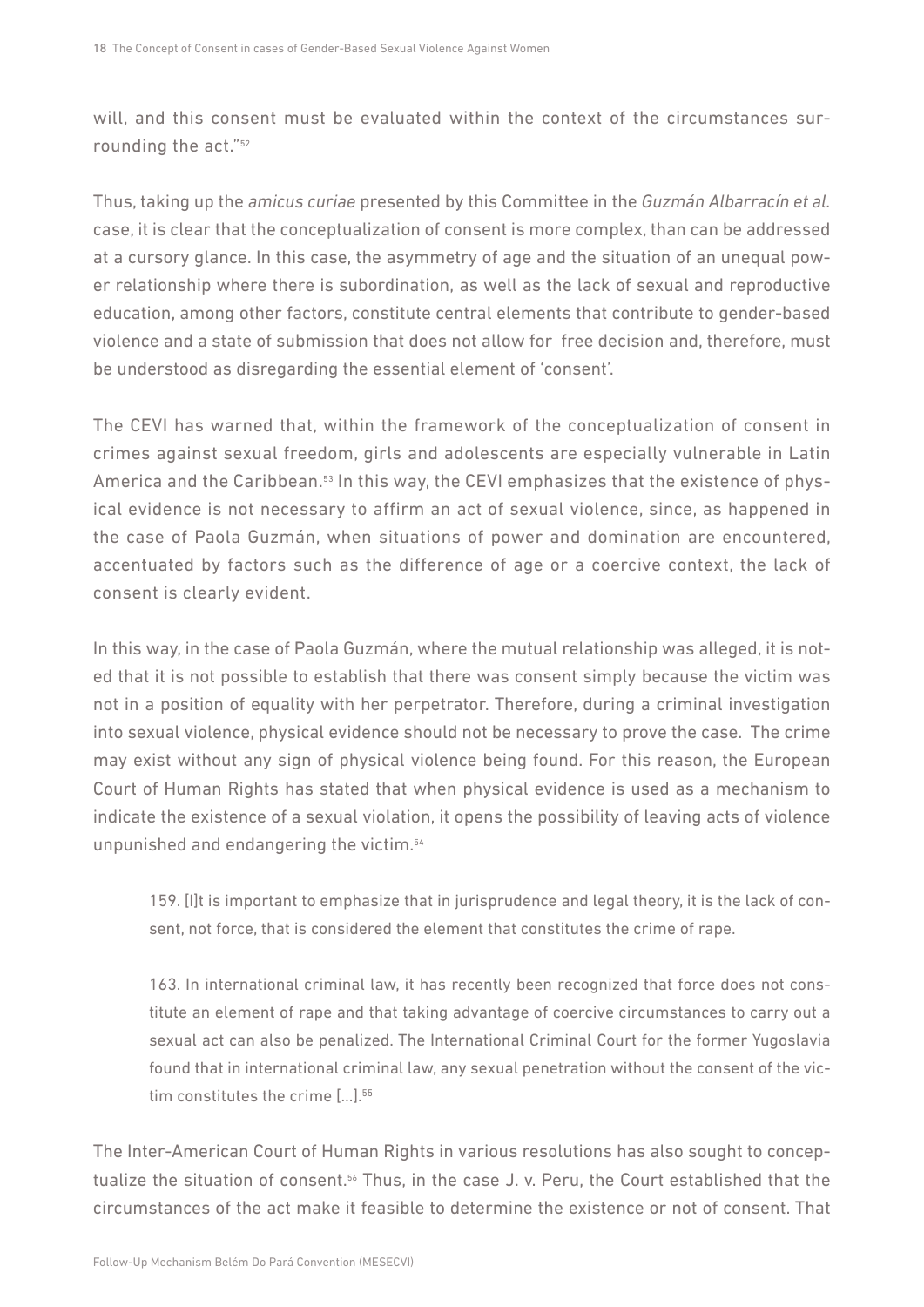will, and this consent must be evaluated within the context of the circumstances surrounding the act."[52]

Thus, taking up the *amicus curiae* presented by this Committee in the *Guzmán Albarracín et al.* case, it is clear that the conceptualization of consent is more complex, than can be addressed at a cursory glance. In this case, the asymmetry of age and the situation of an unequal power relationship where there is subordination, as well as the lack of sexual and reproductive education, among other factors, constitute central elements that contribute to gender-based violence and a state of submission that does not allow for free decision and, therefore, must be understood as disregarding the essential element of 'consent'.

The CEVI has warned that, within the framework of the conceptualization of consent in crimes against sexual freedom, girls and adolescents are especially vulnerable in Latin America and the Caribbean.[53] In this way, the CEVI emphasizes that the existence of physical evidence is not necessary to affirm an act of sexual violence, since, as happened in the case of Paola Guzmán, when situations of power and domination are encountered, accentuated by factors such as the difference of age or a coercive context, the lack of consent is clearly evident.

In this way, in the case of Paola Guzmán, where the mutual relationship was alleged, it is noted that it is not possible to establish that there was consent simply because the victim was not in a position of equality with her perpetrator. Therefore, during a criminal investigation into sexual violence, physical evidence should not be necessary to prove the case. The crime may exist without any sign of physical violence being found. For this reason, the European Court of Human Rights has stated that when physical evidence is used as a mechanism to indicate the existence of a sexual violation, it opens the possibility of leaving acts of violence unpunished and endangering the victim.[54]

> 159. [I]t is important to emphasize that in jurisprudence and legal theory, it is the lack of consent, not force, that is considered the element that constitutes the crime of rape.
>
> 163. In international criminal law, it has recently been recognized that force does not constitute an element of rape and that taking advantage of coercive circumstances to carry out a sexual act can also be penalized. The International Criminal Court for the former Yugoslavia found that in international criminal law, any sexual penetration without the consent of the victim constitutes the crime [...].[55]

The Inter-American Court of Human Rights in various resolutions has also sought to conceptualize the situation of consent.[56] Thus, in the case J. v. Peru, the Court established that the circumstances of the act make it feasible to determine the existence or not of consent. That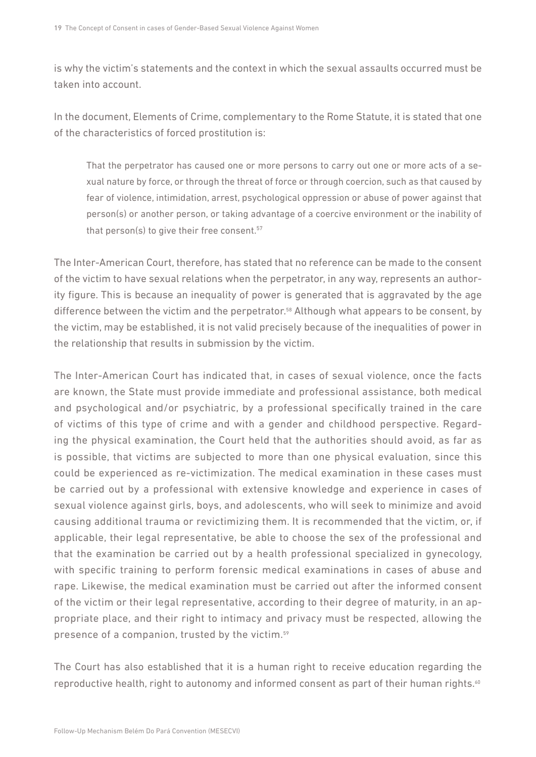is why the victim's statements and the context in which the sexual assaults occurred must be taken into account.

In the document, Elements of Crime, complementary to the Rome Statute, it is stated that one of the characteristics of forced prostitution is:

> That the perpetrator has caused one or more persons to carry out one or more acts of a sexual nature by force, or through the threat of force or through coercion, such as that caused by fear of violence, intimidation, arrest, psychological oppression or abuse of power against that person(s) or another person, or taking advantage of a coercive environment or the inability of that person(s) to give their free consent.[57]

The Inter-American Court, therefore, has stated that no reference can be made to the consent of the victim to have sexual relations when the perpetrator, in any way, represents an authority figure. This is because an inequality of power is generated that is aggravated by the age difference between the victim and the perpetrator.[58] Although what appears to be consent, by the victim, may be established, it is not valid precisely because of the inequalities of power in the relationship that results in submission by the victim.

The Inter-American Court has indicated that, in cases of sexual violence, once the facts are known, the State must provide immediate and professional assistance, both medical and psychological and/or psychiatric, by a professional specifically trained in the care of victims of this type of crime and with a gender and childhood perspective. Regarding the physical examination, the Court held that the authorities should avoid, as far as is possible, that victims are subjected to more than one physical evaluation, since this could be experienced as re-victimization. The medical examination in these cases must be carried out by a professional with extensive knowledge and experience in cases of sexual violence against girls, boys, and adolescents, who will seek to minimize and avoid causing additional trauma or revictimizing them. It is recommended that the victim, or, if applicable, their legal representative, be able to choose the sex of the professional and that the examination be carried out by a health professional specialized in gynecology, with specific training to perform forensic medical examinations in cases of abuse and rape. Likewise, the medical examination must be carried out after the informed consent of the victim or their legal representative, according to their degree of maturity, in an appropriate place, and their right to intimacy and privacy must be respected, allowing the presence of a companion, trusted by the victim.[59]

The Court has also established that it is a human right to receive education regarding the reproductive health, right to autonomy and informed consent as part of their human rights.[60]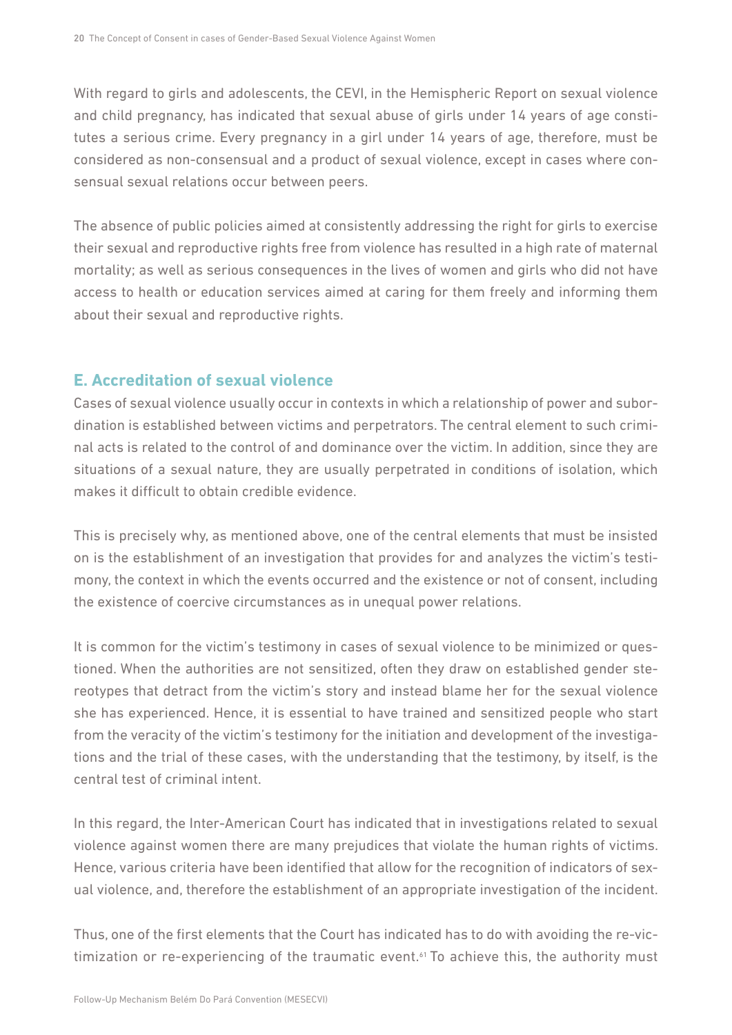With regard to girls and adolescents, the CEVI, in the Hemispheric Report on sexual violence and child pregnancy, has indicated that sexual abuse of girls under 14 years of age constitutes a serious crime. Every pregnancy in a girl under 14 years of age, therefore, must be considered as non-consensual and a product of sexual violence, except in cases where consensual sexual relations occur between peers.

The absence of public policies aimed at consistently addressing the right for girls to exercise their sexual and reproductive rights free from violence has resulted in a high rate of maternal mortality; as well as serious consequences in the lives of women and girls who did not have access to health or education services aimed at caring for them freely and informing them about their sexual and reproductive rights.

## E. Accreditation of sexual violence

Cases of sexual violence usually occur in contexts in which a relationship of power and subordination is established between victims and perpetrators. The central element to such criminal acts is related to the control of and dominance over the victim. In addition, since they are situations of a sexual nature, they are usually perpetrated in conditions of isolation, which makes it difficult to obtain credible evidence.

This is precisely why, as mentioned above, one of the central elements that must be insisted on is the establishment of an investigation that provides for and analyzes the victim's testimony, the context in which the events occurred and the existence or not of consent, including the existence of coercive circumstances as in unequal power relations.

It is common for the victim's testimony in cases of sexual violence to be minimized or questioned. When the authorities are not sensitized, often they draw on established gender stereotypes that detract from the victim's story and instead blame her for the sexual violence she has experienced. Hence, it is essential to have trained and sensitized people who start from the veracity of the victim's testimony for the initiation and development of the investigations and the trial of these cases, with the understanding that the testimony, by itself, is the central test of criminal intent.

In this regard, the Inter-American Court has indicated that in investigations related to sexual violence against women there are many prejudices that violate the human rights of victims. Hence, various criteria have been identified that allow for the recognition of indicators of sexual violence, and, therefore the establishment of an appropriate investigation of the incident.

Thus, one of the first elements that the Court has indicated has to do with avoiding the re-victimization or re-experiencing of the traumatic event.[61] To achieve this, the authority must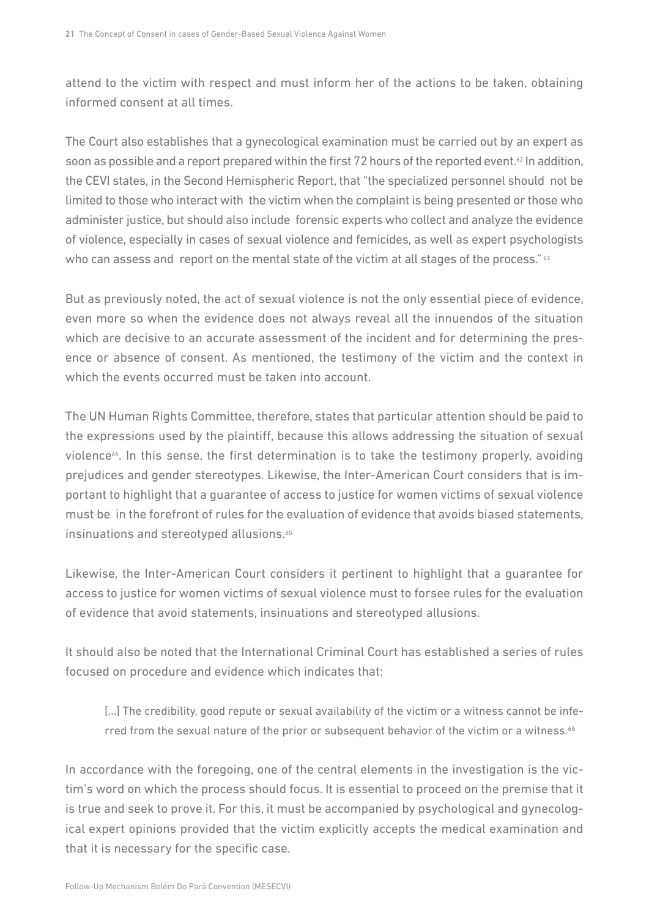attend to the victim with respect and must inform her of the actions to be taken, obtaining informed consent at all times.

The Court also establishes that a gynecological examination must be carried out by an expert as soon as possible and a report prepared within the first 72 hours of the reported event.[62] In addition, the CEVI states, in the Second Hemispheric Report, that "the specialized personnel should not be limited to those who interact with the victim when the complaint is being presented or those who administer justice, but should also include forensic experts who collect and analyze the evidence of violence, especially in cases of sexual violence and femicides, as well as expert psychologists who can assess and report on the mental state of the victim at all stages of the process." [63]

But as previously noted, the act of sexual violence is not the only essential piece of evidence, even more so when the evidence does not always reveal all the innuendos of the situation which are decisive to an accurate assessment of the incident and for determining the presence or absence of consent. As mentioned, the testimony of the victim and the context in which the events occurred must be taken into account.

The UN Human Rights Committee, therefore, states that particular attention should be paid to the expressions used by the plaintiff, because this allows addressing the situation of sexual violence[64]. In this sense, the first determination is to take the testimony properly, avoiding prejudices and gender stereotypes. Likewise, the Inter-American Court considers that is important to highlight that a guarantee of access to justice for women victims of sexual violence must be in the forefront of rules for the evaluation of evidence that avoids biased statements, insinuations and stereotyped allusions.[65]

Likewise, the Inter-American Court considers it pertinent to highlight that a guarantee for access to justice for women victims of sexual violence must to forsee rules for the evaluation of evidence that avoid statements, insinuations and stereotyped allusions.

It should also be noted that the International Criminal Court has established a series of rules focused on procedure and evidence which indicates that:

> [...] The credibility, good repute or sexual availability of the victim or a witness cannot be inferred from the sexual nature of the prior or subsequent behavior of the victim or a witness.[66]

In accordance with the foregoing, one of the central elements in the investigation is the victim's word on which the process should focus. It is essential to proceed on the premise that it is true and seek to prove it. For this, it must be accompanied by psychological and gynecological expert opinions provided that the victim explicitly accepts the medical examination and that it is necessary for the specific case.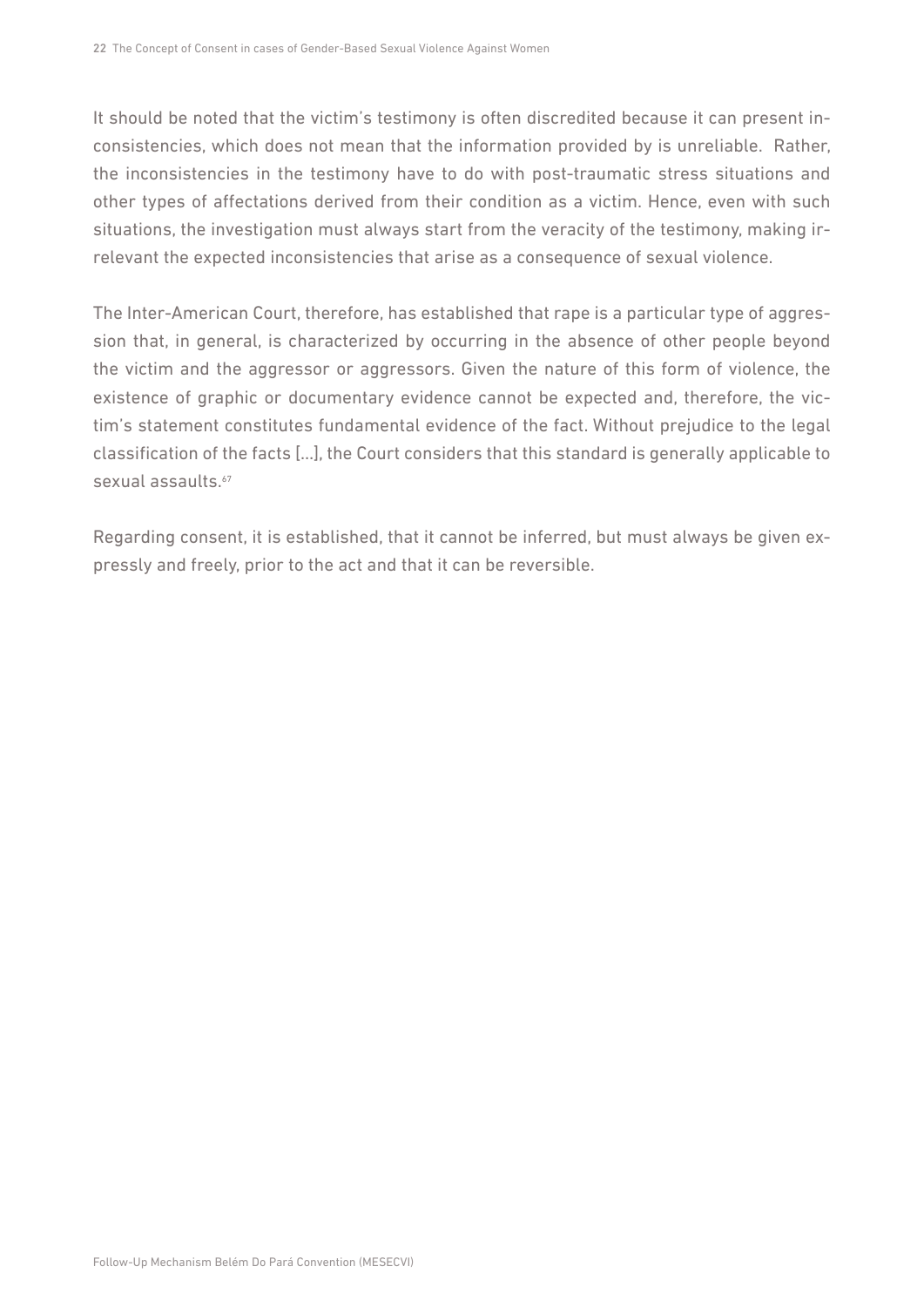It should be noted that the victim's testimony is often discredited because it can present inconsistencies, which does not mean that the information provided by is unreliable. Rather, the inconsistencies in the testimony have to do with post-traumatic stress situations and other types of affectations derived from their condition as a victim. Hence, even with such situations, the investigation must always start from the veracity of the testimony, making irrelevant the expected inconsistencies that arise as a consequence of sexual violence.

The Inter-American Court, therefore, has established that rape is a particular type of aggression that, in general, is characterized by occurring in the absence of other people beyond the victim and the aggressor or aggressors. Given the nature of this form of violence, the existence of graphic or documentary evidence cannot be expected and, therefore, the victim's statement constitutes fundamental evidence of the fact. Without prejudice to the legal classification of the facts [...], the Court considers that this standard is generally applicable to sexual assaults.[67]

Regarding consent, it is established, that it cannot be inferred, but must always be given expressly and freely, prior to the act and that it can be reversible.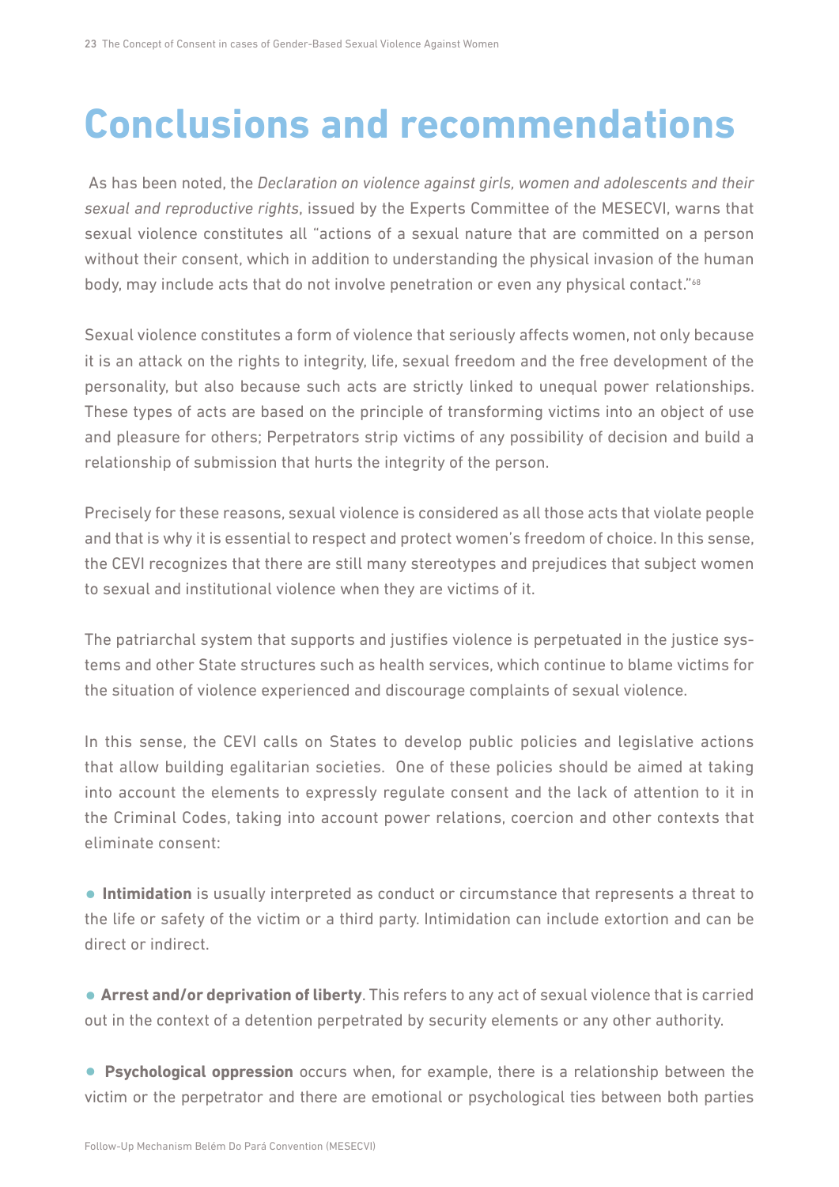# Conclusions and recommendations

As has been noted, the *Declaration on violence against girls, women and adolescents and their sexual and reproductive rights*, issued by the Experts Committee of the MESECVI, warns that sexual violence constitutes all "actions of a sexual nature that are committed on a person without their consent, which in addition to understanding the physical invasion of the human body, may include acts that do not involve penetration or even any physical contact."[68]

Sexual violence constitutes a form of violence that seriously affects women, not only because it is an attack on the rights to integrity, life, sexual freedom and the free development of the personality, but also because such acts are strictly linked to unequal power relationships. These types of acts are based on the principle of transforming victims into an object of use and pleasure for others; Perpetrators strip victims of any possibility of decision and build a relationship of submission that hurts the integrity of the person.

Precisely for these reasons, sexual violence is considered as all those acts that violate people and that is why it is essential to respect and protect women's freedom of choice. In this sense, the CEVI recognizes that there are still many stereotypes and prejudices that subject women to sexual and institutional violence when they are victims of it.

The patriarchal system that supports and justifies violence is perpetuated in the justice systems and other State structures such as health services, which continue to blame victims for the situation of violence experienced and discourage complaints of sexual violence.

In this sense, the CEVI calls on States to develop public policies and legislative actions that allow building egalitarian societies. One of these policies should be aimed at taking into account the elements to expressly regulate consent and the lack of attention to it in the Criminal Codes, taking into account power relations, coercion and other contexts that eliminate consent:

- **Intimidation** is usually interpreted as conduct or circumstance that represents a threat to the life or safety of the victim or a third party. Intimidation can include extortion and can be direct or indirect.

- **Arrest and/or deprivation of liberty**. This refers to any act of sexual violence that is carried out in the context of a detention perpetrated by security elements or any other authority.

- **Psychological oppression** occurs when, for example, there is a relationship between the victim or the perpetrator and there are emotional or psychological ties between both parties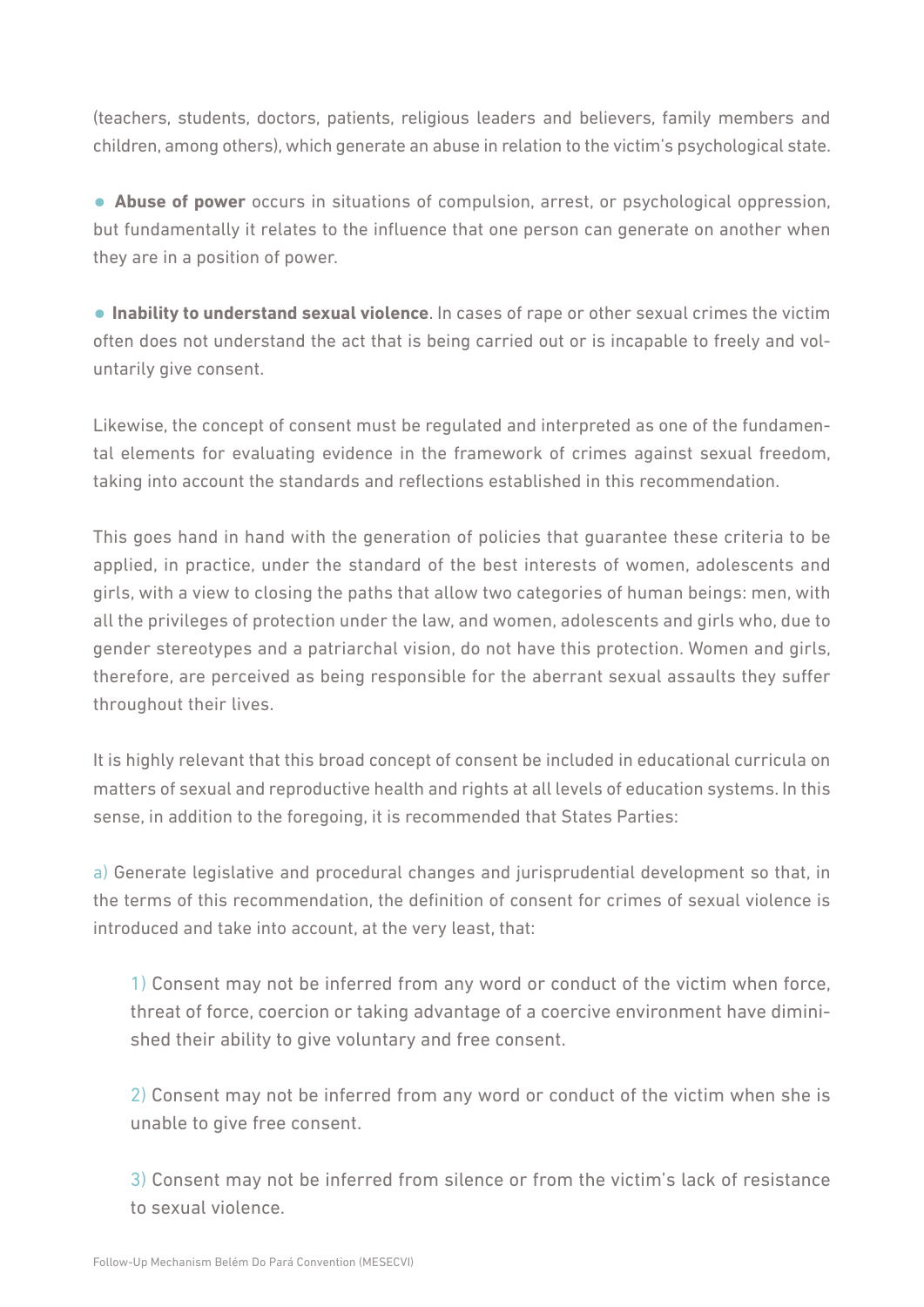(teachers, students, doctors, patients, religious leaders and believers, family members and children, among others), which generate an abuse in relation to the victim's psychological state.

- **Abuse of power** occurs in situations of compulsion, arrest, or psychological oppression, but fundamentally it relates to the influence that one person can generate on another when they are in a position of power.

- **Inability to understand sexual violence**. In cases of rape or other sexual crimes the victim often does not understand the act that is being carried out or is incapable to freely and voluntarily give consent.

Likewise, the concept of consent must be regulated and interpreted as one of the fundamental elements for evaluating evidence in the framework of crimes against sexual freedom, taking into account the standards and reflections established in this recommendation.

This goes hand in hand with the generation of policies that guarantee these criteria to be applied, in practice, under the standard of the best interests of women, adolescents and girls, with a view to closing the paths that allow two categories of human beings: men, with all the privileges of protection under the law, and women, adolescents and girls who, due to gender stereotypes and a patriarchal vision, do not have this protection. Women and girls, therefore, are perceived as being responsible for the aberrant sexual assaults they suffer throughout their lives.

It is highly relevant that this broad concept of consent be included in educational curricula on matters of sexual and reproductive health and rights at all levels of education systems. In this sense, in addition to the foregoing, it is recommended that States Parties:

a) Generate legislative and procedural changes and jurisprudential development so that, in the terms of this recommendation, the definition of consent for crimes of sexual violence is introduced and take into account, at the very least, that:

1) Consent may not be inferred from any word or conduct of the victim when force, threat of force, coercion or taking advantage of a coercive environment have diminished their ability to give voluntary and free consent.

2) Consent may not be inferred from any word or conduct of the victim when she is unable to give free consent.

3) Consent may not be inferred from silence or from the victim's lack of resistance to sexual violence.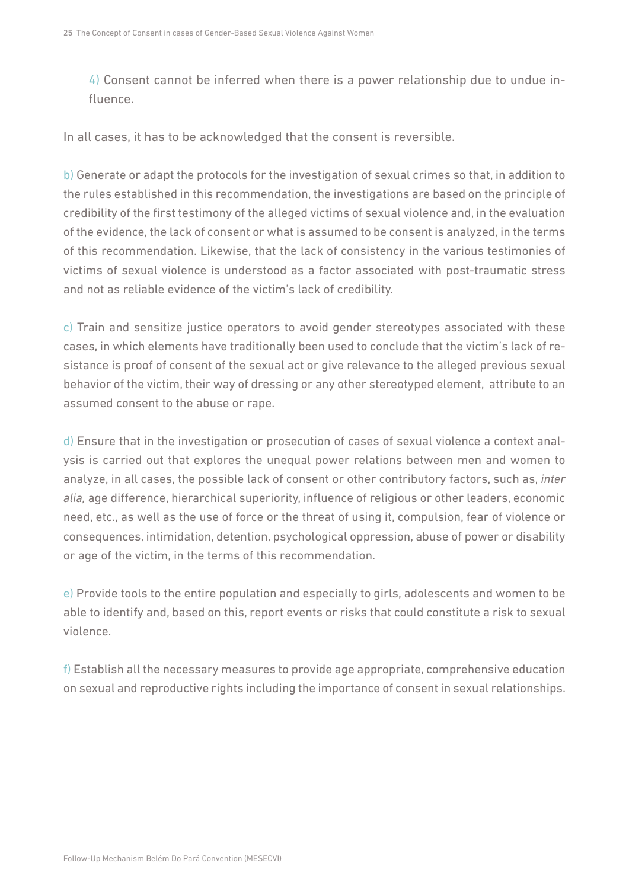4) Consent cannot be inferred when there is a power relationship due to undue influence.

In all cases, it has to be acknowledged that the consent is reversible.

b) Generate or adapt the protocols for the investigation of sexual crimes so that, in addition to the rules established in this recommendation, the investigations are based on the principle of credibility of the first testimony of the alleged victims of sexual violence and, in the evaluation of the evidence, the lack of consent or what is assumed to be consent is analyzed, in the terms of this recommendation. Likewise, that the lack of consistency in the various testimonies of victims of sexual violence is understood as a factor associated with post-traumatic stress and not as reliable evidence of the victim's lack of credibility.

c) Train and sensitize justice operators to avoid gender stereotypes associated with these cases, in which elements have traditionally been used to conclude that the victim's lack of resistance is proof of consent of the sexual act or give relevance to the alleged previous sexual behavior of the victim, their way of dressing or any other stereotyped element, attribute to an assumed consent to the abuse or rape.

d) Ensure that in the investigation or prosecution of cases of sexual violence a context analysis is carried out that explores the unequal power relations between men and women to analyze, in all cases, the possible lack of consent or other contributory factors, such as, *inter alia,* age difference, hierarchical superiority, influence of religious or other leaders, economic need, etc., as well as the use of force or the threat of using it, compulsion, fear of violence or consequences, intimidation, detention, psychological oppression, abuse of power or disability or age of the victim, in the terms of this recommendation.

e) Provide tools to the entire population and especially to girls, adolescents and women to be able to identify and, based on this, report events or risks that could constitute a risk to sexual violence.

f) Establish all the necessary measures to provide age appropriate, comprehensive education on sexual and reproductive rights including the importance of consent in sexual relationships.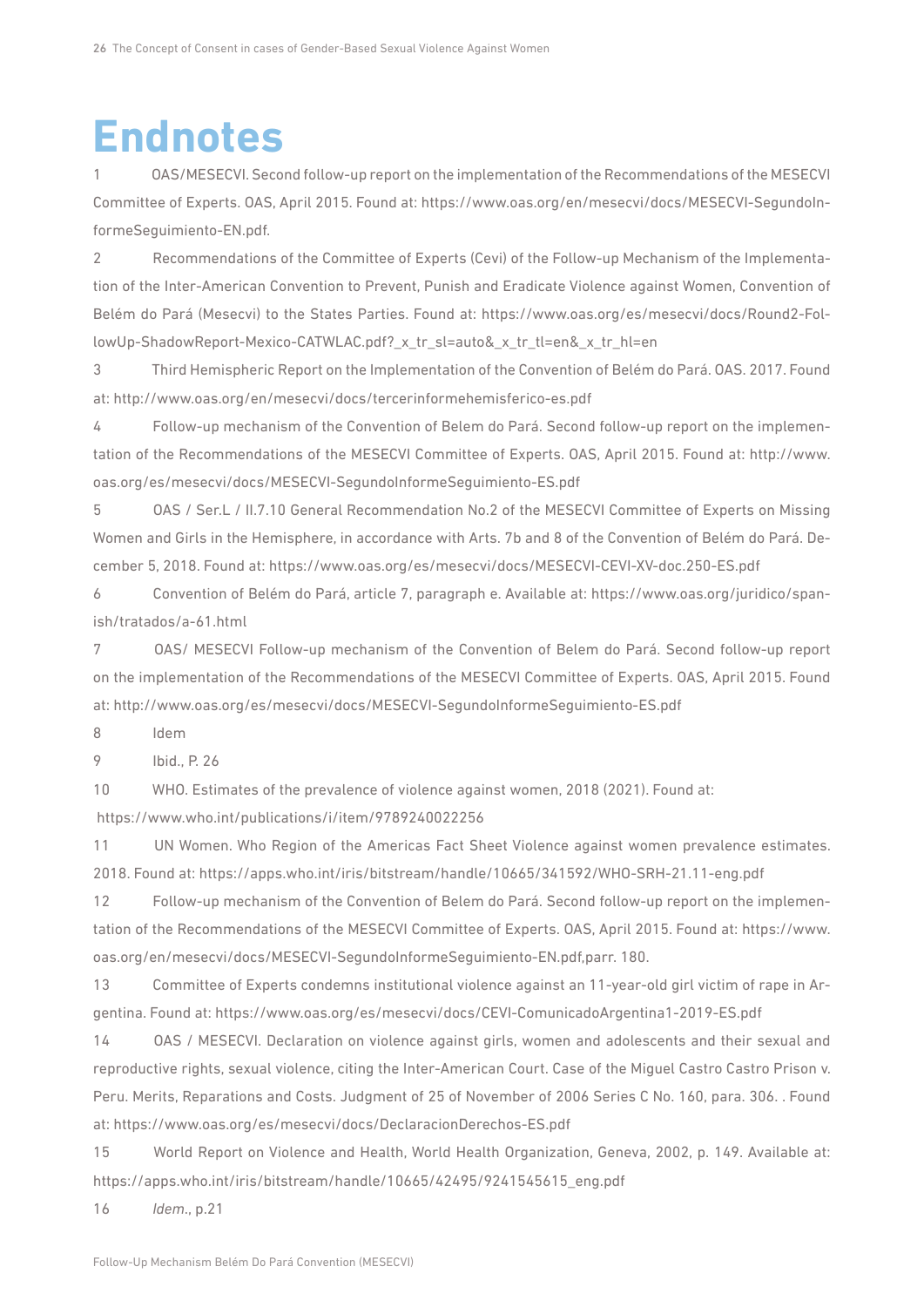# Endnotes

1 OAS/MESECVI. Second follow-up report on the implementation of the Recommendations of the MESECVI Committee of Experts. OAS, April 2015. Found at: https://www.oas.org/en/mesecvi/docs/MESECVI-SegundoInformeSeguimiento-EN.pdf.

2 Recommendations of the Committee of Experts (Cevi) of the Follow-up Mechanism of the Implementation of the Inter-American Convention to Prevent, Punish and Eradicate Violence against Women, Convention of Belém do Pará (Mesecvi) to the States Parties. Found at: https://www.oas.org/es/mesecvi/docs/Round2-FollowUp-ShadowReport-Mexico-CATWLAC.pdf?_x_tr_sl=auto&_x_tr_tl=en&_x_tr_hl=en

3 Third Hemispheric Report on the Implementation of the Convention of Belém do Pará. OAS. 2017. Found at: http://www.oas.org/en/mesecvi/docs/tercerinformehemisferico-es.pdf

4 Follow-up mechanism of the Convention of Belem do Pará. Second follow-up report on the implementation of the Recommendations of the MESECVI Committee of Experts. OAS, April 2015. Found at: http://www.oas.org/es/mesecvi/docs/MESECVI-SegundoInformeSeguimiento-ES.pdf

5 OAS / Ser.L / II.7.10 General Recommendation No.2 of the MESECVI Committee of Experts on Missing Women and Girls in the Hemisphere, in accordance with Arts. 7b and 8 of the Convention of Belém do Pará. December 5, 2018. Found at: https://www.oas.org/es/mesecvi/docs/MESECVI-CEVI-XV-doc.250-ES.pdf

6 Convention of Belém do Pará, article 7, paragraph e. Available at: https://www.oas.org/juridico/spanish/tratados/a-61.html

7 OAS/ MESECVI Follow-up mechanism of the Convention of Belem do Pará. Second follow-up report on the implementation of the Recommendations of the MESECVI Committee of Experts. OAS, April 2015. Found at: http://www.oas.org/es/mesecvi/docs/MESECVI-SegundoInformeSeguimiento-ES.pdf

8 Idem

9 Ibid., P. 26

10 WHO. Estimates of the prevalence of violence against women, 2018 (2021). Found at: https://www.who.int/publications/i/item/9789240022256

11 UN Women. Who Region of the Americas Fact Sheet Violence against women prevalence estimates. 2018. Found at: https://apps.who.int/iris/bitstream/handle/10665/341592/WHO-SRH-21.11-eng.pdf

12 Follow-up mechanism of the Convention of Belem do Pará. Second follow-up report on the implementation of the Recommendations of the MESECVI Committee of Experts. OAS, April 2015. Found at: https://www.oas.org/en/mesecvi/docs/MESECVI-SegundoInformeSeguimiento-EN.pdf,parr. 180.

13 Committee of Experts condemns institutional violence against an 11-year-old girl victim of rape in Argentina. Found at: https://www.oas.org/es/mesecvi/docs/CEVI-ComunicadoArgentina1-2019-ES.pdf

14 OAS / MESECVI. Declaration on violence against girls, women and adolescents and their sexual and reproductive rights, sexual violence, citing the Inter-American Court. Case of the Miguel Castro Castro Prison v. Peru. Merits, Reparations and Costs. Judgment of 25 of November of 2006 Series C No. 160, para. 306. . Found at: https://www.oas.org/es/mesecvi/docs/DeclaracionDerechos-ES.pdf

15 World Report on Violence and Health, World Health Organization, Geneva, 2002, p. 149. Available at: https://apps.who.int/iris/bitstream/handle/10665/42495/9241545615_eng.pdf

16 *Idem*., p.21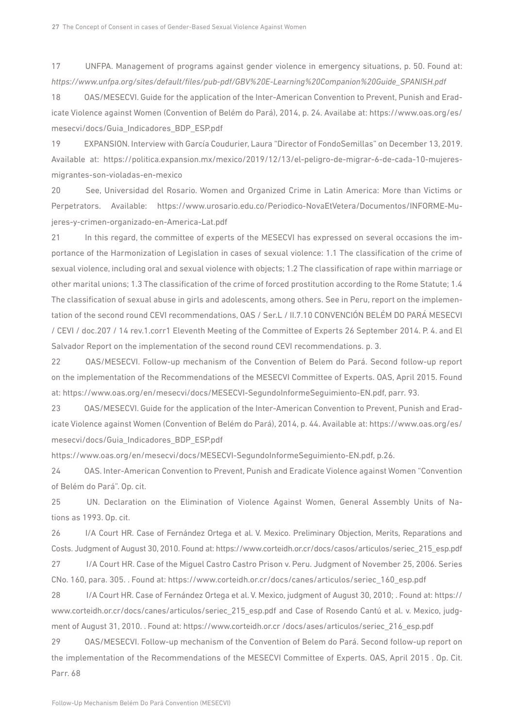17 UNFPA. Management of programs against gender violence in emergency situations, p. 50. Found at: *https://www.unfpa.org/sites/default/files/pub-pdf/GBV%20E-Learning%20Companion%20Guide_SPANISH.pdf*

18 OAS/MESECVI. Guide for the application of the Inter-American Convention to Prevent, Punish and Eradicate Violence against Women (Convention of Belém do Pará), 2014, p. 24. Availabe at: https://www.oas.org/es/mesecvi/docs/Guia_Indicadores_BDP_ESP.pdf

19 EXPANSION. Interview with García Coudurier, Laura "Director of FondoSemillas" on December 13, 2019. Available at: https://politica.expansion.mx/mexico/2019/12/13/el-peligro-de-migrar-6-de-cada-10-mujeres-migrantes-son-violadas-en-mexico

20 See, Universidad del Rosario. Women and Organized Crime in Latin America: More than Victims or Perpetrators. Available: https://www.urosario.edu.co/Periodico-NovaEtVetera/Documentos/INFORME-Mujeres-y-crimen-organizado-en-America-Lat.pdf

21 In this regard, the committee of experts of the MESECVI has expressed on several occasions the importance of the Harmonization of Legislation in cases of sexual violence: 1.1 The classification of the crime of sexual violence, including oral and sexual violence with objects; 1.2 The classification of rape within marriage or other marital unions; 1.3 The classification of the crime of forced prostitution according to the Rome Statute; 1.4 The classification of sexual abuse in girls and adolescents, among others. See in Peru, report on the implementation of the second round CEVI recommendations, OAS / Ser.L / II.7.10 CONVENCIÓN BELÉM DO PARÁ MESECVI / CEVI / doc.207 / 14 rev.1.corr1 Eleventh Meeting of the Committee of Experts 26 September 2014. P. 4. and El Salvador Report on the implementation of the second round CEVI recommendations. p. 3.

22 OAS/MESECVI. Follow-up mechanism of the Convention of Belem do Pará. Second follow-up report on the implementation of the Recommendations of the MESECVI Committee of Experts. OAS, April 2015. Found at: https://www.oas.org/en/mesecvi/docs/MESECVI-SegundoInformeSeguimiento-EN.pdf, parr. 93.

23 OAS/MESECVI. Guide for the application of the Inter-American Convention to Prevent, Punish and Eradicate Violence against Women (Convention of Belém do Pará), 2014, p. 44. Available at: https://www.oas.org/es/mesecvi/docs/Guia_Indicadores_BDP_ESP.pdf

https://www.oas.org/en/mesecvi/docs/MESECVI-SegundoInformeSeguimiento-EN.pdf, p.26.

24 OAS. Inter-American Convention to Prevent, Punish and Eradicate Violence against Women "Convention of Belém do Pará". Op. cit.

25 UN. Declaration on the Elimination of Violence Against Women, General Assembly Units of Nations as 1993. Op. cit.

26 I/A Court HR. Case of Fernández Ortega et al. V. Mexico. Preliminary Objection, Merits, Reparations and Costs. Judgment of August 30, 2010. Found at: https://www.corteidh.or.cr/docs/casos/articulos/seriec_215_esp.pdf

27 I/A Court HR. Case of the Miguel Castro Castro Prison v. Peru. Judgment of November 25, 2006. Series CNo. 160, para. 305. . Found at: https://www.corteidh.or.cr/docs/canes/articulos/seriec_160_esp.pdf

28 I/A Court HR. Case of Fernández Ortega et al. V. Mexico, judgment of August 30, 2010; . Found at: https://www.corteidh.or.cr/docs/canes/articulos/seriec_215_esp.pdf and Case of Rosendo Cantú et al. v. Mexico, judgment of August 31, 2010. . Found at: https://www.corteidh.or.cr /docs/ases/articulos/seriec_216_esp.pdf

29 OAS/MESECVI. Follow-up mechanism of the Convention of Belem do Pará. Second follow-up report on the implementation of the Recommendations of the MESECVI Committee of Experts. OAS, April 2015 . Op. Cit. Parr. 68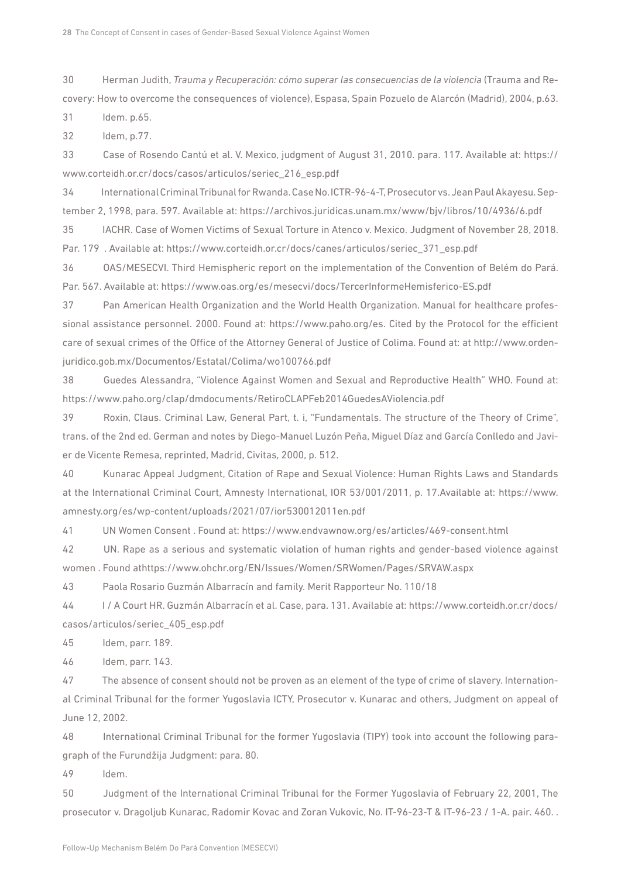30 Herman Judith, *Trauma y Recuperación: cómo superar las consecuencias de la violencia* (Trauma and Recovery: How to overcome the consequences of violence), Espasa, Spain Pozuelo de Alarcón (Madrid), 2004, p.63.

31 Idem. p.65.

32 Idem, p.77.

33 Case of Rosendo Cantú et al. V. Mexico, judgment of August 31, 2010. para. 117. Available at: https://www.corteidh.or.cr/docs/casos/articulos/seriec_216_esp.pdf

34 International Criminal Tribunal for Rwanda. Case No. ICTR-96-4-T, Prosecutor vs. Jean Paul Akayesu. September 2, 1998, para. 597. Available at: https://archivos.juridicas.unam.mx/www/bjv/libros/10/4936/6.pdf

35 IACHR. Case of Women Victims of Sexual Torture in Atenco v. Mexico. Judgment of November 28, 2018. Par. 179 . Available at: https://www.corteidh.or.cr/docs/canes/articulos/seriec_371_esp.pdf

36 OAS/MESECVI. Third Hemispheric report on the implementation of the Convention of Belém do Pará. Par. 567. Available at: https://www.oas.org/es/mesecvi/docs/TercerInformeHemisferico-ES.pdf

37 Pan American Health Organization and the World Health Organization. Manual for healthcare professional assistance personnel. 2000. Found at: https://www.paho.org/es. Cited by the Protocol for the efficient care of sexual crimes of the Office of the Attorney General of Justice of Colima. Found at: at http://www.ordenjuridico.gob.mx/Documentos/Estatal/Colima/wo100766.pdf

38 Guedes Alessandra, "Violence Against Women and Sexual and Reproductive Health" WHO. Found at: https://www.paho.org/clap/dmdocuments/RetiroCLAPFeb2014GuedesAViolencia.pdf

39 Roxin, Claus. Criminal Law, General Part, t. i, "Fundamentals. The structure of the Theory of Crime", trans. of the 2nd ed. German and notes by Diego-Manuel Luzón Peña, Miguel Díaz and García Conlledo and Javier de Vicente Remesa, reprinted, Madrid, Civitas, 2000, p. 512.

40 Kunarac Appeal Judgment, Citation of Rape and Sexual Violence: Human Rights Laws and Standards at the International Criminal Court, Amnesty International, IOR 53/001/2011, p. 17.Available at: https://www.amnesty.org/es/wp-content/uploads/2021/07/ior530012011en.pdf

41 UN Women Consent . Found at: https://www.endvawnow.org/es/articles/469-consent.html

42 UN. Rape as a serious and systematic violation of human rights and gender-based violence against women . Found athttps://www.ohchr.org/EN/Issues/Women/SRWomen/Pages/SRVAW.aspx

43 Paola Rosario Guzmán Albarracín and family. Merit Rapporteur No. 110/18

44 I / A Court HR. Guzmán Albarracín et al. Case, para. 131. Available at: https://www.corteidh.or.cr/docs/casos/articulos/seriec_405_esp.pdf

45 Idem, parr. 189.

46 Idem, parr. 143.

47 The absence of consent should not be proven as an element of the type of crime of slavery. International Criminal Tribunal for the former Yugoslavia ICTY, Prosecutor v. Kunarac and others, Judgment on appeal of June 12, 2002.

48 International Criminal Tribunal for the former Yugoslavia (TIPY) took into account the following paragraph of the Furundžija Judgment: para. 80.

49 Idem.

50 Judgment of the International Criminal Tribunal for the Former Yugoslavia of February 22, 2001, The prosecutor v. Dragoljub Kunarac, Radomir Kovac and Zoran Vukovic, No. IT-96-23-T & IT-96-23 / 1-A. pair. 460. .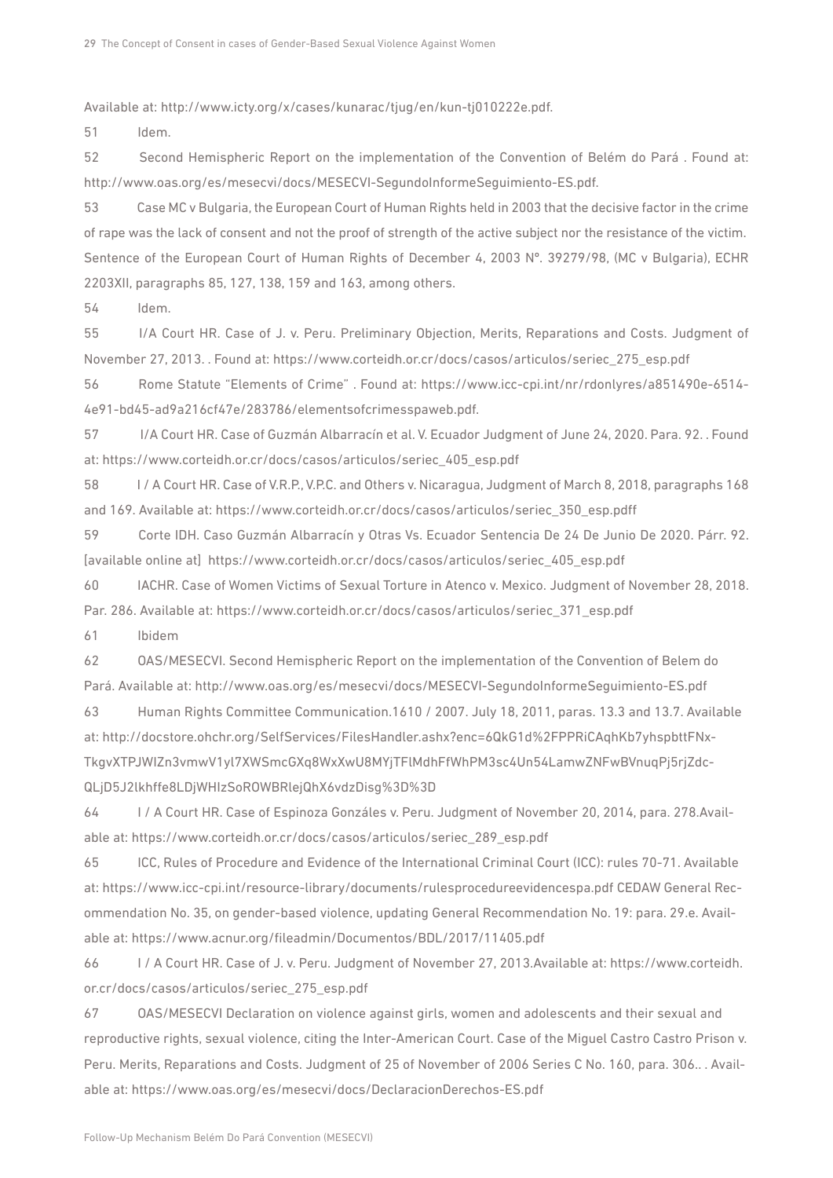Available at: http://www.icty.org/x/cases/kunarac/tjug/en/kun-tj010222e.pdf.

51 Idem.

52 Second Hemispheric Report on the implementation of the Convention of Belém do Pará . Found at: http://www.oas.org/es/mesecvi/docs/MESECVI-SegundoInformeSeguimiento-ES.pdf.

53 Case MC v Bulgaria, the European Court of Human Rights held in 2003 that the decisive factor in the crime of rape was the lack of consent and not the proof of strength of the active subject nor the resistance of the victim. Sentence of the European Court of Human Rights of December 4, 2003 Nº. 39279/98, (MC v Bulgaria), ECHR 2203XII, paragraphs 85, 127, 138, 159 and 163, among others.

54 Idem.

55 I/A Court HR. Case of J. v. Peru. Preliminary Objection, Merits, Reparations and Costs. Judgment of November 27, 2013. . Found at: https://www.corteidh.or.cr/docs/casos/articulos/seriec_275_esp.pdf

56 Rome Statute "Elements of Crime" . Found at: https://www.icc-cpi.int/nr/rdonlyres/a851490e-6514-4e91-bd45-ad9a216cf47e/283786/elementsofcrimesspaweb.pdf.

57 I/A Court HR. Case of Guzmán Albarracín et al. V. Ecuador Judgment of June 24, 2020. Para. 92. . Found at: https://www.corteidh.or.cr/docs/casos/articulos/seriec_405_esp.pdf

58 I / A Court HR. Case of V.R.P., V.P.C. and Others v. Nicaragua, Judgment of March 8, 2018, paragraphs 168 and 169. Available at: https://www.corteidh.or.cr/docs/casos/articulos/seriec_350_esp.pdff

59 Corte IDH. Caso Guzmán Albarracín y Otras Vs. Ecuador Sentencia De 24 De Junio De 2020. Párr. 92. [available online at] https://www.corteidh.or.cr/docs/casos/articulos/seriec_405_esp.pdf

60 IACHR. Case of Women Victims of Sexual Torture in Atenco v. Mexico. Judgment of November 28, 2018. Par. 286. Available at: https://www.corteidh.or.cr/docs/casos/articulos/seriec_371_esp.pdf

61 Ibidem

62 OAS/MESECVI. Second Hemispheric Report on the implementation of the Convention of Belem do Pará. Available at: http://www.oas.org/es/mesecvi/docs/MESECVI-SegundoInformeSeguimiento-ES.pdf

63 Human Rights Committee Communication.1610 / 2007. July 18, 2011, paras. 13.3 and 13.7. Available at: http://docstore.ohchr.org/SelfServices/FilesHandler.ashx?enc=6QkG1d%2FPPRiCAqhKb7yhspbttFNx-TkgvXTPJWIZn3vmwV1yl7XWSmcGXq8WxXwU8MYjTFlMdhFfWhPM3sc4Un54LamwZNFwBVnuqPj5rjZdc-QLjD5J2lkhffe8LDjWHIzSoROWBRlejQhX6vdzDisg%3D%3D

64 I / A Court HR. Case of Espinoza Gonzáles v. Peru. Judgment of November 20, 2014, para. 278.Available at: https://www.corteidh.or.cr/docs/casos/articulos/seriec_289_esp.pdf

65 ICC, Rules of Procedure and Evidence of the International Criminal Court (ICC): rules 70-71. Available at: https://www.icc-cpi.int/resource-library/documents/rulesprocedureevidencespa.pdf CEDAW General Recommendation No. 35, on gender-based violence, updating General Recommendation No. 19: para. 29.e. Available at: https://www.acnur.org/fileadmin/Documentos/BDL/2017/11405.pdf

66 I / A Court HR. Case of J. v. Peru. Judgment of November 27, 2013.Available at: https://www.corteidh.or.cr/docs/casos/articulos/seriec_275_esp.pdf

67 OAS/MESECVI Declaration on violence against girls, women and adolescents and their sexual and reproductive rights, sexual violence, citing the Inter-American Court. Case of the Miguel Castro Castro Prison v. Peru. Merits, Reparations and Costs. Judgment of 25 of November of 2006 Series C No. 160, para. 306.. . Available at: https://www.oas.org/es/mesecvi/docs/DeclaracionDerechos-ES.pdf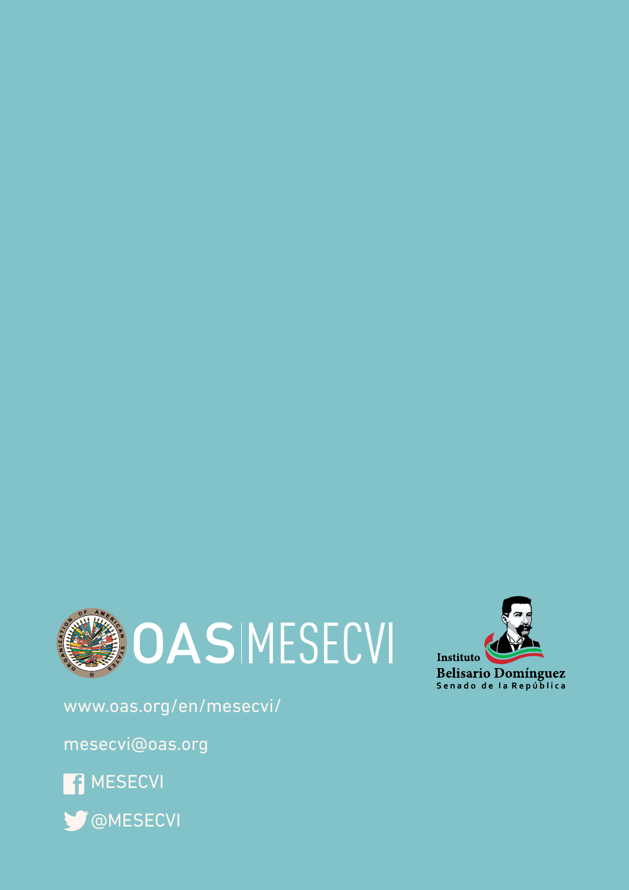OAS MESECVI

Instituto
Belisario Domínguez
Senado de la República

www.oas.org/en/mesecvi/

mesecvi@oas.org

MESECVI

@MESECVI